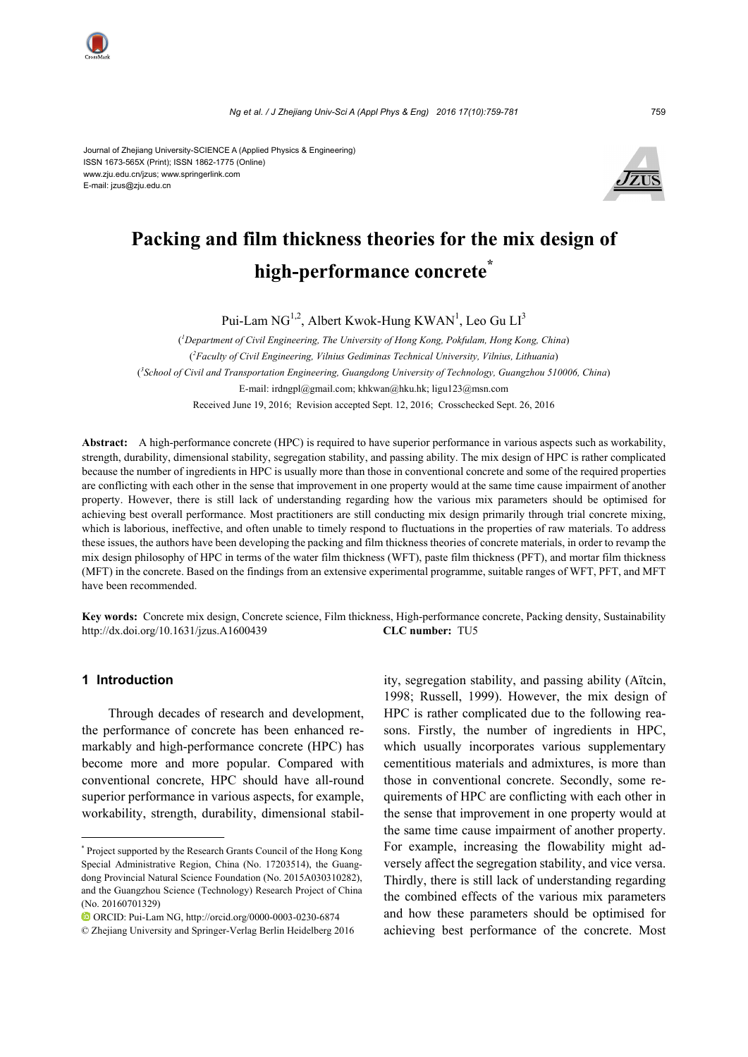Journal of Zhejiang University-SCIENCE A (Applied Physics & Engineering)
ISSN 1673-565X (Print); ISSN 1862-1775 (Online)
www.zju.edu.cn/jzus; www.springerlink.com
E-mail: jzus@zju.edu.cn

# Packing and film thickness theories for the mix design of high-performance concrete*

Pui-Lam NG[1,2], Albert Kwok-Hung KWAN[1], Leo Gu LI[3]

([1]Department of Civil Engineering, The University of Hong Kong, Pokfulam, Hong Kong, China)

([2]Faculty of Civil Engineering, Vilnius Gediminas Technical University, Vilnius, Lithuania)

([3]School of Civil and Transportation Engineering, Guangdong University of Technology, Guangzhou 510006, China)

E-mail: irdngpl@gmail.com; khkwan@hku.hk; ligu123@msn.com

Received June 19, 2016; Revision accepted Sept. 12, 2016; Crosschecked Sept. 26, 2016

**Abstract:** A high-performance concrete (HPC) is required to have superior performance in various aspects such as workability, strength, durability, dimensional stability, segregation stability, and passing ability. The mix design of HPC is rather complicated because the number of ingredients in HPC is usually more than those in conventional concrete and some of the required properties are conflicting with each other in the sense that improvement in one property would at the same time cause impairment of another property. However, there is still lack of understanding regarding how the various mix parameters should be optimised for achieving best overall performance. Most practitioners are still conducting mix design primarily through trial concrete mixing, which is laborious, ineffective, and often unable to timely respond to fluctuations in the properties of raw materials. To address these issues, the authors have been developing the packing and film thickness theories of concrete materials, in order to revamp the mix design philosophy of HPC in terms of the water film thickness (WFT), paste film thickness (PFT), and mortar film thickness (MFT) in the concrete. Based on the findings from an extensive experimental programme, suitable ranges of WFT, PFT, and MFT have been recommended.

**Key words:** Concrete mix design, Concrete science, Film thickness, High-performance concrete, Packing density, Sustainability

http://dx.doi.org/10.1631/jzus.A1600439 **CLC number:** TU5

## 1 Introduction

Through decades of research and development, the performance of concrete has been enhanced remarkably and high-performance concrete (HPC) has become more and more popular. Compared with conventional concrete, HPC should have all-round superior performance in various aspects, for example, workability, strength, durability, dimensional stability, segregation stability, and passing ability (Aïtcin, 1998; Russell, 1999). However, the mix design of HPC is rather complicated due to the following reasons. Firstly, the number of ingredients in HPC, which usually incorporates various supplementary cementitious materials and admixtures, is more than those in conventional concrete. Secondly, some requirements of HPC are conflicting with each other in the sense that improvement in one property would at the same time cause impairment of another property. For example, increasing the flowability might adversely affect the segregation stability, and vice versa. Thirdly, there is still lack of understanding regarding the combined effects of the various mix parameters and how these parameters should be optimised for achieving best performance of the concrete. Most

---

* Project supported by the Research Grants Council of the Hong Kong Special Administrative Region, China (No. 17203514), the Guangdong Provincial Natural Science Foundation (No. 2015A030310282), and the Guangzhou Science (Technology) Research Project of China (No. 20160701329)

ORCID: Pui-Lam NG, http://orcid.org/0000-0003-0230-6874

© Zhejiang University and Springer-Verlag Berlin Heidelberg 2016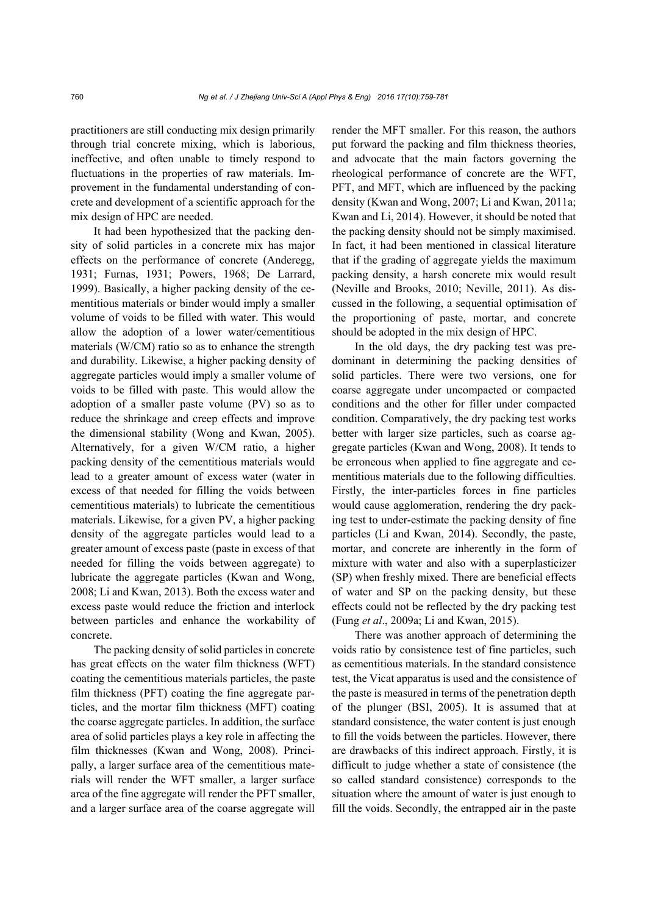practitioners are still conducting mix design primarily through trial concrete mixing, which is laborious, ineffective, and often unable to timely respond to fluctuations in the properties of raw materials. Improvement in the fundamental understanding of concrete and development of a scientific approach for the mix design of HPC are needed.

It had been hypothesized that the packing density of solid particles in a concrete mix has major effects on the performance of concrete (Anderegg, 1931; Furnas, 1931; Powers, 1968; De Larrard, 1999). Basically, a higher packing density of the cementitious materials or binder would imply a smaller volume of voids to be filled with water. This would allow the adoption of a lower water/cementitious materials (W/CM) ratio so as to enhance the strength and durability. Likewise, a higher packing density of aggregate particles would imply a smaller volume of voids to be filled with paste. This would allow the adoption of a smaller paste volume (PV) so as to reduce the shrinkage and creep effects and improve the dimensional stability (Wong and Kwan, 2005). Alternatively, for a given W/CM ratio, a higher packing density of the cementitious materials would lead to a greater amount of excess water (water in excess of that needed for filling the voids between cementitious materials) to lubricate the cementitious materials. Likewise, for a given PV, a higher packing density of the aggregate particles would lead to a greater amount of excess paste (paste in excess of that needed for filling the voids between aggregate) to lubricate the aggregate particles (Kwan and Wong, 2008; Li and Kwan, 2013). Both the excess water and excess paste would reduce the friction and interlock between particles and enhance the workability of concrete.

The packing density of solid particles in concrete has great effects on the water film thickness (WFT) coating the cementitious materials particles, the paste film thickness (PFT) coating the fine aggregate particles, and the mortar film thickness (MFT) coating the coarse aggregate particles. In addition, the surface area of solid particles plays a key role in affecting the film thicknesses (Kwan and Wong, 2008). Principally, a larger surface area of the cementitious materials will render the WFT smaller, a larger surface area of the fine aggregate will render the PFT smaller, and a larger surface area of the coarse aggregate will render the MFT smaller. For this reason, the authors put forward the packing and film thickness theories, and advocate that the main factors governing the rheological performance of concrete are the WFT, PFT, and MFT, which are influenced by the packing density (Kwan and Wong, 2007; Li and Kwan, 2011a; Kwan and Li, 2014). However, it should be noted that the packing density should not be simply maximised. In fact, it had been mentioned in classical literature that if the grading of aggregate yields the maximum packing density, a harsh concrete mix would result (Neville and Brooks, 2010; Neville, 2011). As discussed in the following, a sequential optimisation of the proportioning of paste, mortar, and concrete should be adopted in the mix design of HPC.

In the old days, the dry packing test was predominant in determining the packing densities of solid particles. There were two versions, one for coarse aggregate under uncompacted or compacted conditions and the other for filler under compacted condition. Comparatively, the dry packing test works better with larger size particles, such as coarse aggregate particles (Kwan and Wong, 2008). It tends to be erroneous when applied to fine aggregate and cementitious materials due to the following difficulties. Firstly, the inter-particles forces in fine particles would cause agglomeration, rendering the dry packing test to under-estimate the packing density of fine particles (Li and Kwan, 2014). Secondly, the paste, mortar, and concrete are inherently in the form of mixture with water and also with a superplasticizer (SP) when freshly mixed. There are beneficial effects of water and SP on the packing density, but these effects could not be reflected by the dry packing test (Fung *et al*., 2009a; Li and Kwan, 2015).

There was another approach of determining the voids ratio by consistence test of fine particles, such as cementitious materials. In the standard consistence test, the Vicat apparatus is used and the consistence of the paste is measured in terms of the penetration depth of the plunger (BSI, 2005). It is assumed that at standard consistence, the water content is just enough to fill the voids between the particles. However, there are drawbacks of this indirect approach. Firstly, it is difficult to judge whether a state of consistence (the so called standard consistence) corresponds to the situation where the amount of water is just enough to fill the voids. Secondly, the entrapped air in the paste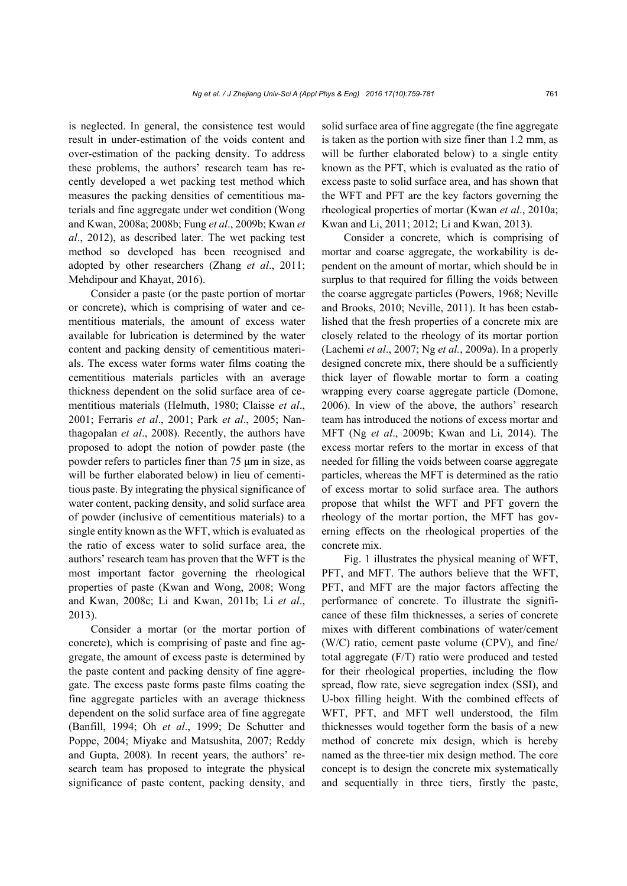is neglected. In general, the consistence test would result in under-estimation of the voids content and over-estimation of the packing density. To address these problems, the authors' research team has recently developed a wet packing test method which measures the packing densities of cementitious materials and fine aggregate under wet condition (Wong and Kwan, 2008a; 2008b; Fung *et al*., 2009b; Kwan *et al*., 2012), as described later. The wet packing test method so developed has been recognised and adopted by other researchers (Zhang *et al*., 2011; Mehdipour and Khayat, 2016).

Consider a paste (or the paste portion of mortar or concrete), which is comprising of water and cementitious materials, the amount of excess water available for lubrication is determined by the water content and packing density of cementitious materials. The excess water forms water films coating the cementitious materials particles with an average thickness dependent on the solid surface area of cementitious materials (Helmuth, 1980; Claisse *et al*., 2001; Ferraris *et al*., 2001; Park *et al*., 2005; Nanthagopalan *et al*., 2008). Recently, the authors have proposed to adopt the notion of powder paste (the powder refers to particles finer than 75 μm in size, as will be further elaborated below) in lieu of cementitious paste. By integrating the physical significance of water content, packing density, and solid surface area of powder (inclusive of cementitious materials) to a single entity known as the WFT, which is evaluated as the ratio of excess water to solid surface area, the authors' research team has proven that the WFT is the most important factor governing the rheological properties of paste (Kwan and Wong, 2008; Wong and Kwan, 2008c; Li and Kwan, 2011b; Li *et al*., 2013).

Consider a mortar (or the mortar portion of concrete), which is comprising of paste and fine aggregate, the amount of excess paste is determined by the paste content and packing density of fine aggregate. The excess paste forms paste films coating the fine aggregate particles with an average thickness dependent on the solid surface area of fine aggregate (Banfill, 1994; Oh *et al*., 1999; De Schutter and Poppe, 2004; Miyake and Matsushita, 2007; Reddy and Gupta, 2008). In recent years, the authors' research team has proposed to integrate the physical significance of paste content, packing density, and solid surface area of fine aggregate (the fine aggregate is taken as the portion with size finer than 1.2 mm, as will be further elaborated below) to a single entity known as the PFT, which is evaluated as the ratio of excess paste to solid surface area, and has shown that the WFT and PFT are the key factors governing the rheological properties of mortar (Kwan *et al*., 2010a; Kwan and Li, 2011; 2012; Li and Kwan, 2013).

Consider a concrete, which is comprising of mortar and coarse aggregate, the workability is dependent on the amount of mortar, which should be in surplus to that required for filling the voids between the coarse aggregate particles (Powers, 1968; Neville and Brooks, 2010; Neville, 2011). It has been established that the fresh properties of a concrete mix are closely related to the rheology of its mortar portion (Lachemi *et al*., 2007; Ng *et al.*, 2009a). In a properly designed concrete mix, there should be a sufficiently thick layer of flowable mortar to form a coating wrapping every coarse aggregate particle (Domone, 2006). In view of the above, the authors' research team has introduced the notions of excess mortar and MFT (Ng *et al*., 2009b; Kwan and Li, 2014). The excess mortar refers to the mortar in excess of that needed for filling the voids between coarse aggregate particles, whereas the MFT is determined as the ratio of excess mortar to solid surface area. The authors propose that whilst the WFT and PFT govern the rheology of the mortar portion, the MFT has governing effects on the rheological properties of the concrete mix.

Fig. 1 illustrates the physical meaning of WFT, PFT, and MFT. The authors believe that the WFT, PFT, and MFT are the major factors affecting the performance of concrete. To illustrate the significance of these film thicknesses, a series of concrete mixes with different combinations of water/cement (W/C) ratio, cement paste volume (CPV), and fine/total aggregate (F/T) ratio were produced and tested for their rheological properties, including the flow spread, flow rate, sieve segregation index (SSI), and U-box filling height. With the combined effects of WFT, PFT, and MFT well understood, the film thicknesses would together form the basis of a new method of concrete mix design, which is hereby named as the three-tier mix design method. The core concept is to design the concrete mix systematically and sequentially in three tiers, firstly the paste,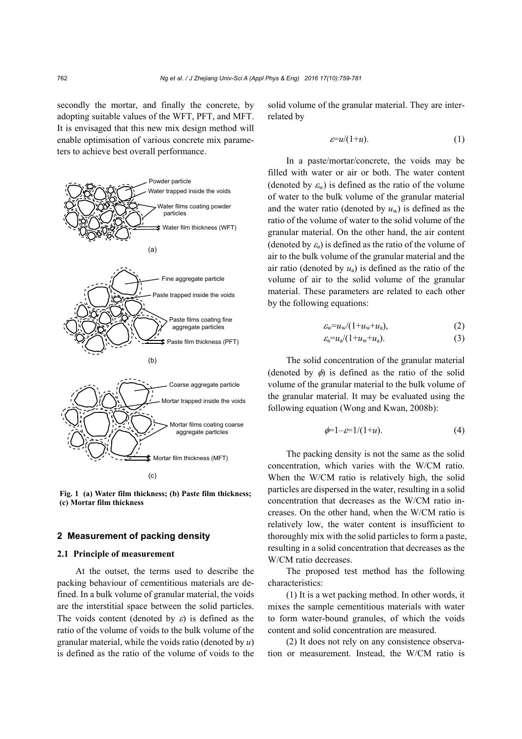secondly the mortar, and finally the concrete, by adopting suitable values of the WFT, PFT, and MFT. It is envisaged that this new mix design method will enable optimisation of various concrete mix parameters to achieve best overall performance.

**Fig. 1 (a) Water film thickness; (b) Paste film thickness; (c) Mortar film thickness**

## 2 Measurement of packing density

### 2.1 Principle of measurement

At the outset, the terms used to describe the packing behaviour of cementitious materials are defined. In a bulk volume of granular material, the voids are the interstitial space between the solid particles. The voids content (denoted by $\varepsilon$) is defined as the ratio of the volume of voids to the bulk volume of the granular material, while the voids ratio (denoted by $u$) is defined as the ratio of the volume of voids to the solid volume of the granular material. They are interrelated by

$$\varepsilon=u/(1+u). \tag{1}$$

In a paste/mortar/concrete, the voids may be filled with water or air or both. The water content (denoted by $\varepsilon_w$) is defined as the ratio of the volume of water to the bulk volume of the granular material and the water ratio (denoted by $u_w$) is defined as the ratio of the volume of water to the solid volume of the granular material. On the other hand, the air content (denoted by $\varepsilon_a$) is defined as the ratio of the volume of air to the bulk volume of the granular material and the air ratio (denoted by $u_a$) is defined as the ratio of the volume of air to the solid volume of the granular material. These parameters are related to each other by the following equations:

$$\varepsilon_w=u_w/(1+u_w+u_a), \tag{2}$$

$$\varepsilon_a=u_a/(1+u_w+u_a). \tag{3}$$

The solid concentration of the granular material (denoted by $\phi$) is defined as the ratio of the solid volume of the granular material to the bulk volume of the granular material. It may be evaluated using the following equation (Wong and Kwan, 2008b):

$$\phi=1-\varepsilon=1/(1+u). \tag{4}$$

The packing density is not the same as the solid concentration, which varies with the W/CM ratio. When the W/CM ratio is relatively high, the solid particles are dispersed in the water, resulting in a solid concentration that decreases as the W/CM ratio increases. On the other hand, when the W/CM ratio is relatively low, the water content is insufficient to thoroughly mix with the solid particles to form a paste, resulting in a solid concentration that decreases as the W/CM ratio decreases.

The proposed test method has the following characteristics:

(1) It is a wet packing method. In other words, it mixes the sample cementitious materials with water to form water-bound granules, of which the voids content and solid concentration are measured.

(2) It does not rely on any consistence observation or measurement. Instead, the W/CM ratio is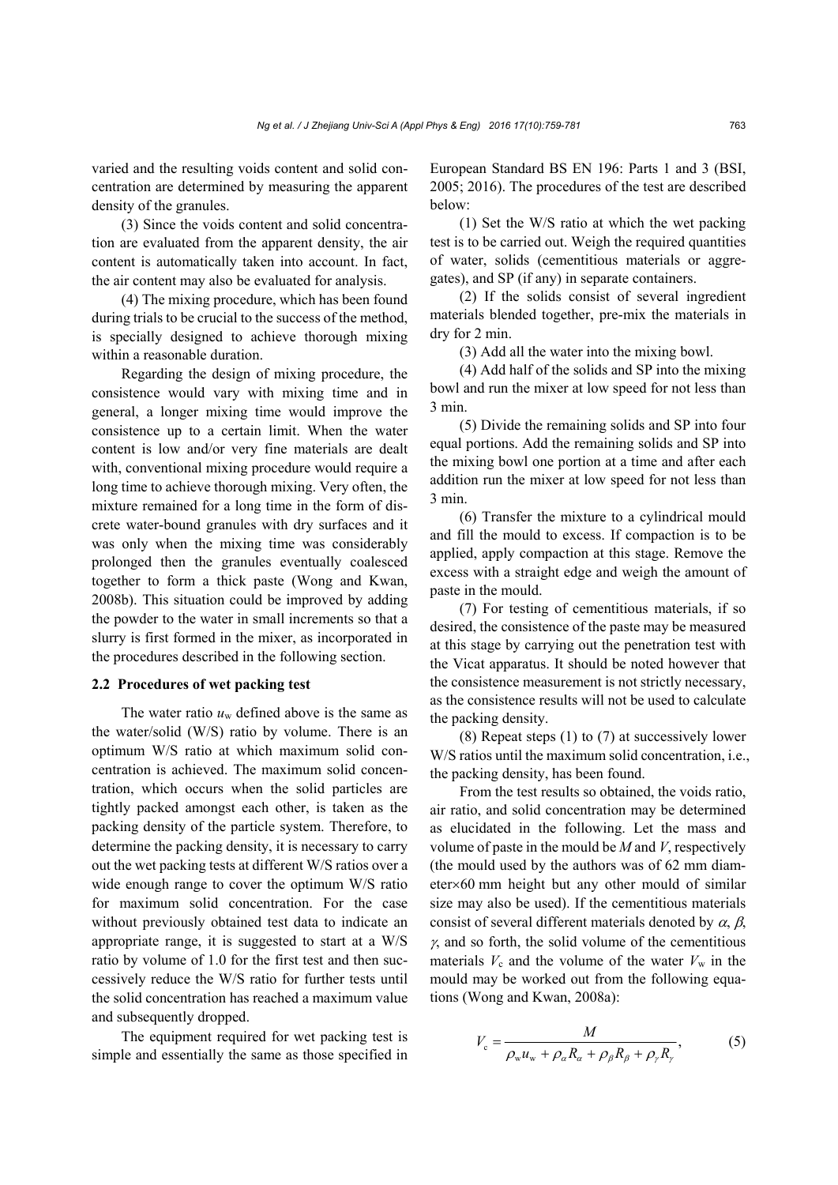varied and the resulting voids content and solid concentration are determined by measuring the apparent density of the granules.

(3) Since the voids content and solid concentration are evaluated from the apparent density, the air content is automatically taken into account. In fact, the air content may also be evaluated for analysis.

(4) The mixing procedure, which has been found during trials to be crucial to the success of the method, is specially designed to achieve thorough mixing within a reasonable duration.

Regarding the design of mixing procedure, the consistence would vary with mixing time and in general, a longer mixing time would improve the consistence up to a certain limit. When the water content is low and/or very fine materials are dealt with, conventional mixing procedure would require a long time to achieve thorough mixing. Very often, the mixture remained for a long time in the form of discrete water-bound granules with dry surfaces and it was only when the mixing time was considerably prolonged then the granules eventually coalesced together to form a thick paste (Wong and Kwan, 2008b). This situation could be improved by adding the powder to the water in small increments so that a slurry is first formed in the mixer, as incorporated in the procedures described in the following section.

## 2.2 Procedures of wet packing test

The water ratio $u_w$ defined above is the same as the water/solid (W/S) ratio by volume. There is an optimum W/S ratio at which maximum solid concentration is achieved. The maximum solid concentration, which occurs when the solid particles are tightly packed amongst each other, is taken as the packing density of the particle system. Therefore, to determine the packing density, it is necessary to carry out the wet packing tests at different W/S ratios over a wide enough range to cover the optimum W/S ratio for maximum solid concentration. For the case without previously obtained test data to indicate an appropriate range, it is suggested to start at a W/S ratio by volume of 1.0 for the first test and then successively reduce the W/S ratio for further tests until the solid concentration has reached a maximum value and subsequently dropped.

The equipment required for wet packing test is simple and essentially the same as those specified in European Standard BS EN 196: Parts 1 and 3 (BSI, 2005; 2016). The procedures of the test are described below:

(1) Set the W/S ratio at which the wet packing test is to be carried out. Weigh the required quantities of water, solids (cementitious materials or aggregates), and SP (if any) in separate containers.

(2) If the solids consist of several ingredient materials blended together, pre-mix the materials in dry for 2 min.

(3) Add all the water into the mixing bowl.

(4) Add half of the solids and SP into the mixing bowl and run the mixer at low speed for not less than 3 min.

(5) Divide the remaining solids and SP into four equal portions. Add the remaining solids and SP into the mixing bowl one portion at a time and after each addition run the mixer at low speed for not less than 3 min.

(6) Transfer the mixture to a cylindrical mould and fill the mould to excess. If compaction is to be applied, apply compaction at this stage. Remove the excess with a straight edge and weigh the amount of paste in the mould.

(7) For testing of cementitious materials, if so desired, the consistence of the paste may be measured at this stage by carrying out the penetration test with the Vicat apparatus. It should be noted however that the consistence measurement is not strictly necessary, as the consistence results will not be used to calculate the packing density.

(8) Repeat steps (1) to (7) at successively lower W/S ratios until the maximum solid concentration, i.e., the packing density, has been found.

From the test results so obtained, the voids ratio, air ratio, and solid concentration may be determined as elucidated in the following. Let the mass and volume of paste in the mould be $M$ and $V$, respectively (the mould used by the authors was of 62 mm diameter×60 mm height but any other mould of similar size may also be used). If the cementitious materials consist of several different materials denoted by $\alpha$, $\beta$, $\gamma$, and so forth, the solid volume of the cementitious materials $V_c$ and the volume of the water $V_w$ in the mould may be worked out from the following equations (Wong and Kwan, 2008a):

$$V_c = \frac{M}{\rho_w u_w + \rho_\alpha R_\alpha + \rho_\beta R_\beta + \rho_\gamma R_\gamma}, \quad (5)$$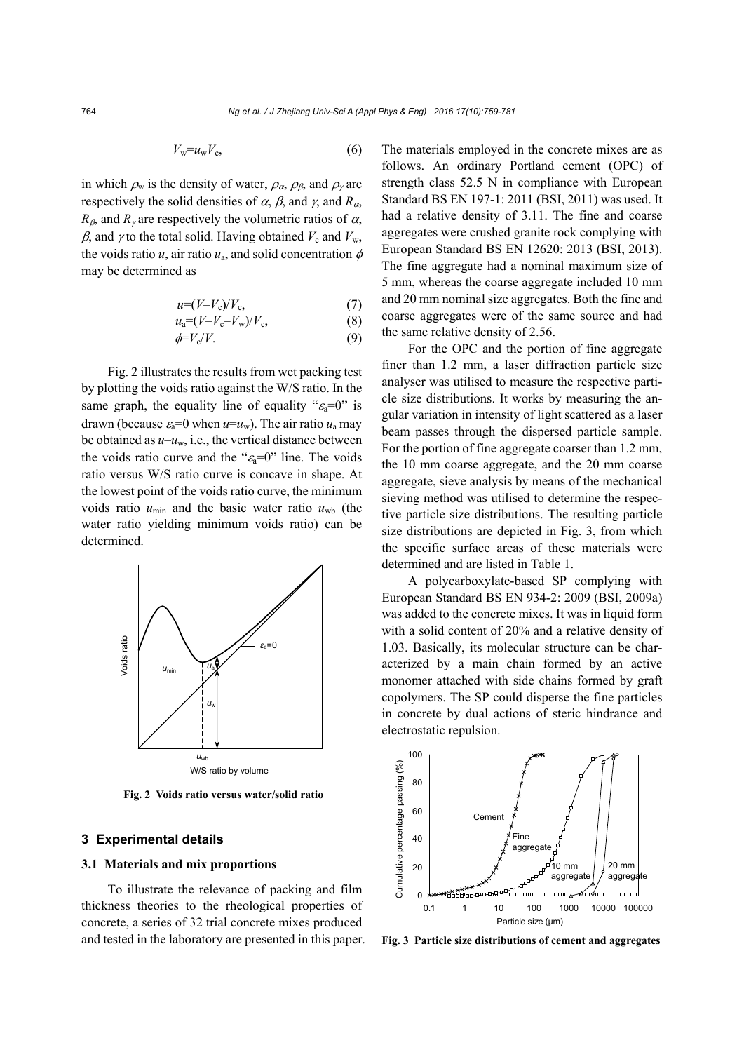$$V_w = u_w V_c, \tag{6}$$

in which $\rho_w$ is the density of water, $\rho_\alpha$, $\rho_\beta$, and $\rho_\gamma$ are respectively the solid densities of $\alpha$, $\beta$, and $\gamma$, and $R_\alpha$, $R_\beta$, and $R_\gamma$ are respectively the volumetric ratios of $\alpha$, $\beta$, and $\gamma$ to the total solid. Having obtained $V_c$ and $V_w$, the voids ratio $u$, air ratio $u_a$, and solid concentration $\phi$ may be determined as

$$u = (V - V_c)/V_c, \tag{7}$$

$$u_a = (V - V_c - V_w)/V_c, \tag{8}$$

$$\phi = V_c/V. \tag{9}$$

Fig. 2 illustrates the results from wet packing test by plotting the voids ratio against the W/S ratio. In the same graph, the equality line of equality "$\varepsilon_a$=0" is drawn (because $\varepsilon_a$=0 when $u$=$u_w$). The air ratio $u_a$ may be obtained as $u$–$u_w$, i.e., the vertical distance between the voids ratio curve and the "$\varepsilon_a$=0" line. The voids ratio versus W/S ratio curve is concave in shape. At the lowest point of the voids ratio curve, the minimum voids ratio $u_{min}$ and the basic water ratio $u_{wb}$ (the water ratio yielding minimum voids ratio) can be determined.

**Fig. 2 Voids ratio versus water/solid ratio**

## 3 Experimental details

### 3.1 Materials and mix proportions

To illustrate the relevance of packing and film thickness theories to the rheological properties of concrete, a series of 32 trial concrete mixes produced and tested in the laboratory are presented in this paper. The materials employed in the concrete mixes are as follows. An ordinary Portland cement (OPC) of strength class 52.5 N in compliance with European Standard BS EN 197-1: 2011 (BSI, 2011) was used. It had a relative density of 3.11. The fine and coarse aggregates were crushed granite rock complying with European Standard BS EN 12620: 2013 (BSI, 2013). The fine aggregate had a nominal maximum size of 5 mm, whereas the coarse aggregate included 10 mm and 20 mm nominal size aggregates. Both the fine and coarse aggregates were of the same source and had the same relative density of 2.56.

For the OPC and the portion of fine aggregate finer than 1.2 mm, a laser diffraction particle size analyser was utilised to measure the respective particle size distributions. It works by measuring the angular variation in intensity of light scattered as a laser beam passes through the dispersed particle sample. For the portion of fine aggregate coarser than 1.2 mm, the 10 mm coarse aggregate, and the 20 mm coarse aggregate, sieve analysis by means of the mechanical sieving method was utilised to determine the respective particle size distributions. The resulting particle size distributions are depicted in Fig. 3, from which the specific surface areas of these materials were determined and are listed in Table 1.

A polycarboxylate-based SP complying with European Standard BS EN 934-2: 2009 (BSI, 2009a) was added to the concrete mixes. It was in liquid form with a solid content of 20% and a relative density of 1.03. Basically, its molecular structure can be characterized by a main chain formed by an active monomer attached with side chains formed by graft copolymers. The SP could disperse the fine particles in concrete by dual actions of steric hindrance and electrostatic repulsion.

**Fig. 3 Particle size distributions of cement and aggregates**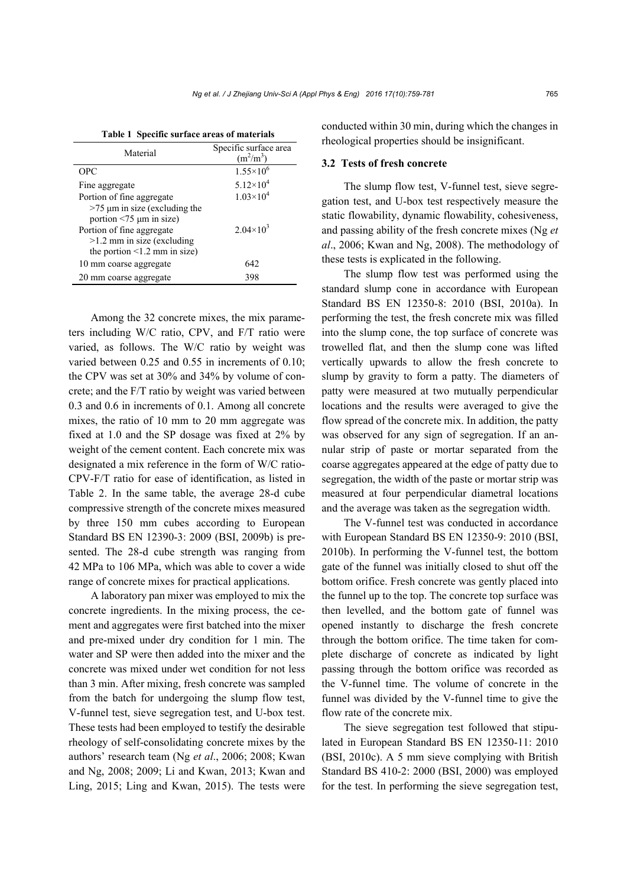**Table 1 Specific surface areas of materials**

| Material | Specific surface area ($m^2/m^3$) |
|---|---|
| OPC | $1.55\times10^6$ |
| Fine aggregate | $5.12\times10^4$ |
| Portion of fine aggregate >75 μm in size (excluding the portion <75 μm in size) | $1.03\times10^4$ |
| Portion of fine aggregate >1.2 mm in size (excluding the portion <1.2 mm in size) | $2.04\times10^3$ |
| 10 mm coarse aggregate | 642 |
| 20 mm coarse aggregate | 398 |

Among the 32 concrete mixes, the mix parameters including W/C ratio, CPV, and F/T ratio were varied, as follows. The W/C ratio by weight was varied between 0.25 and 0.55 in increments of 0.10; the CPV was set at 30% and 34% by volume of concrete; and the F/T ratio by weight was varied between 0.3 and 0.6 in increments of 0.1. Among all concrete mixes, the ratio of 10 mm to 20 mm aggregate was fixed at 1.0 and the SP dosage was fixed at 2% by weight of the cement content. Each concrete mix was designated a mix reference in the form of W/C ratio-CPV-F/T ratio for ease of identification, as listed in Table 2. In the same table, the average 28-d cube compressive strength of the concrete mixes measured by three 150 mm cubes according to European Standard BS EN 12390-3: 2009 (BSI, 2009b) is presented. The 28-d cube strength was ranging from 42 MPa to 106 MPa, which was able to cover a wide range of concrete mixes for practical applications.

A laboratory pan mixer was employed to mix the concrete ingredients. In the mixing process, the cement and aggregates were first batched into the mixer and pre-mixed under dry condition for 1 min. The water and SP were then added into the mixer and the concrete was mixed under wet condition for not less than 3 min. After mixing, fresh concrete was sampled from the batch for undergoing the slump flow test, V-funnel test, sieve segregation test, and U-box test. These tests had been employed to testify the desirable rheology of self-consolidating concrete mixes by the authors' research team (Ng *et al*., 2006; 2008; Kwan and Ng, 2008; 2009; Li and Kwan, 2013; Kwan and Ling, 2015; Ling and Kwan, 2015). The tests were conducted within 30 min, during which the changes in rheological properties should be insignificant.

### 3.2 Tests of fresh concrete

The slump flow test, V-funnel test, sieve segregation test, and U-box test respectively measure the static flowability, dynamic flowability, cohesiveness, and passing ability of the fresh concrete mixes (Ng *et al*., 2006; Kwan and Ng, 2008). The methodology of these tests is explicated in the following.

The slump flow test was performed using the standard slump cone in accordance with European Standard BS EN 12350-8: 2010 (BSI, 2010a). In performing the test, the fresh concrete mix was filled into the slump cone, the top surface of concrete was trowelled flat, and then the slump cone was lifted vertically upwards to allow the fresh concrete to slump by gravity to form a patty. The diameters of patty were measured at two mutually perpendicular locations and the results were averaged to give the flow spread of the concrete mix. In addition, the patty was observed for any sign of segregation. If an annular strip of paste or mortar separated from the coarse aggregates appeared at the edge of patty due to segregation, the width of the paste or mortar strip was measured at four perpendicular diametral locations and the average was taken as the segregation width.

The V-funnel test was conducted in accordance with European Standard BS EN 12350-9: 2010 (BSI, 2010b). In performing the V-funnel test, the bottom gate of the funnel was initially closed to shut off the bottom orifice. Fresh concrete was gently placed into the funnel up to the top. The concrete top surface was then levelled, and the bottom gate of funnel was opened instantly to discharge the fresh concrete through the bottom orifice. The time taken for complete discharge of concrete as indicated by light passing through the bottom orifice was recorded as the V-funnel time. The volume of concrete in the funnel was divided by the V-funnel time to give the flow rate of the concrete mix.

The sieve segregation test followed that stipulated in European Standard BS EN 12350-11: 2010 (BSI, 2010c). A 5 mm sieve complying with British Standard BS 410-2: 2000 (BSI, 2000) was employed for the test. In performing the sieve segregation test,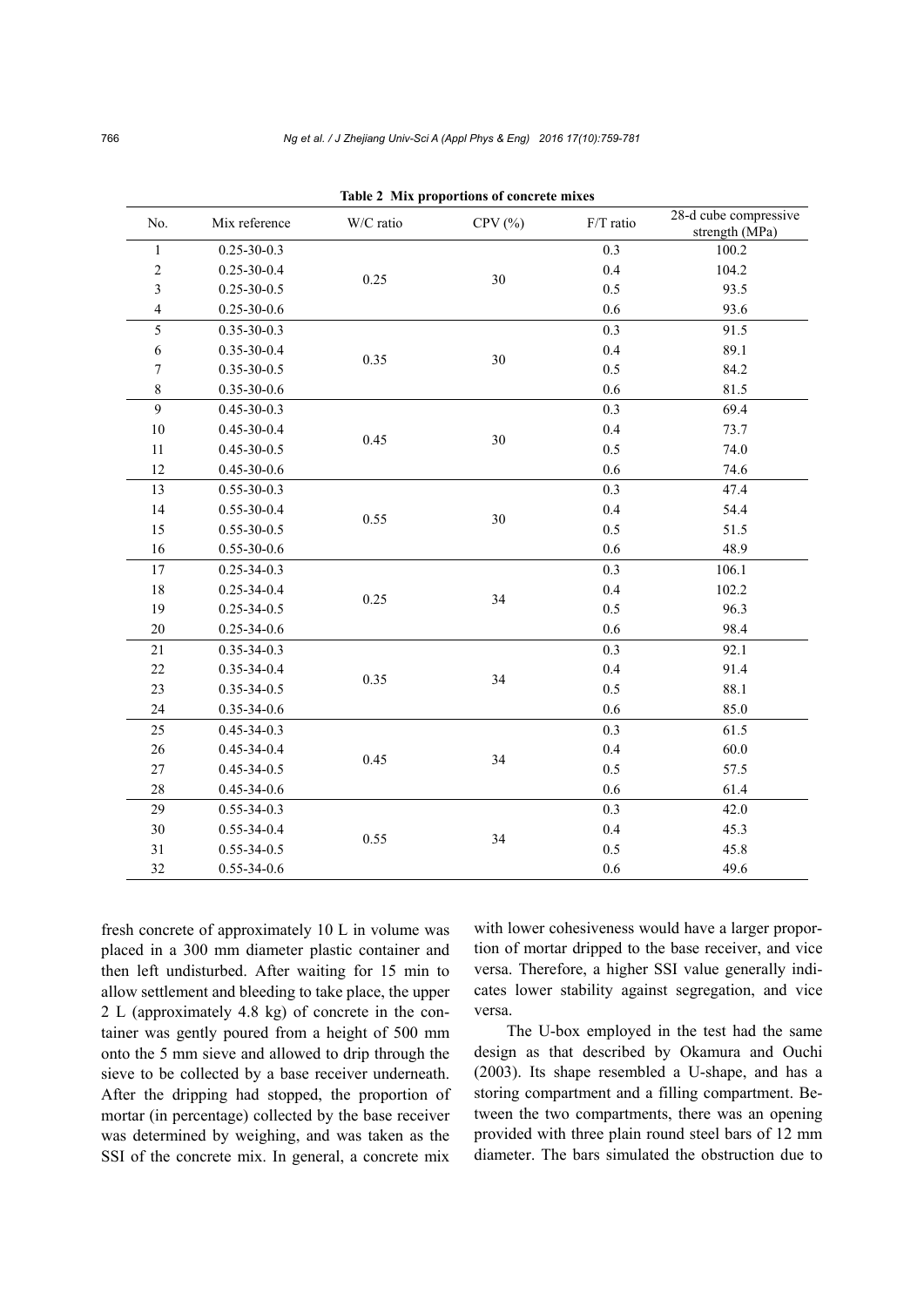**Table 2 Mix proportions of concrete mixes**

| No. | Mix reference | W/C ratio | CPV (%) | F/T ratio | 28-d cube compressive strength (MPa) |
|---|---|---|---|---|---|
| 1 | 0.25-30-0.3 | 0.25 | 30 | 0.3 | 100.2 |
| 2 | 0.25-30-0.4 | | | 0.4 | 104.2 |
| 3 | 0.25-30-0.5 | | | 0.5 | 93.5 |
| 4 | 0.25-30-0.6 | | | 0.6 | 93.6 |
| 5 | 0.35-30-0.3 | 0.35 | 30 | 0.3 | 91.5 |
| 6 | 0.35-30-0.4 | | | 0.4 | 89.1 |
| 7 | 0.35-30-0.5 | | | 0.5 | 84.2 |
| 8 | 0.35-30-0.6 | | | 0.6 | 81.5 |
| 9 | 0.45-30-0.3 | 0.45 | 30 | 0.3 | 69.4 |
| 10 | 0.45-30-0.4 | | | 0.4 | 73.7 |
| 11 | 0.45-30-0.5 | | | 0.5 | 74.0 |
| 12 | 0.45-30-0.6 | | | 0.6 | 74.6 |
| 13 | 0.55-30-0.3 | 0.55 | 30 | 0.3 | 47.4 |
| 14 | 0.55-30-0.4 | | | 0.4 | 54.4 |
| 15 | 0.55-30-0.5 | | | 0.5 | 51.5 |
| 16 | 0.55-30-0.6 | | | 0.6 | 48.9 |
| 17 | 0.25-34-0.3 | 0.25 | 34 | 0.3 | 106.1 |
| 18 | 0.25-34-0.4 | | | 0.4 | 102.2 |
| 19 | 0.25-34-0.5 | | | 0.5 | 96.3 |
| 20 | 0.25-34-0.6 | | | 0.6 | 98.4 |
| 21 | 0.35-34-0.3 | 0.35 | 34 | 0.3 | 92.1 |
| 22 | 0.35-34-0.4 | | | 0.4 | 91.4 |
| 23 | 0.35-34-0.5 | | | 0.5 | 88.1 |
| 24 | 0.35-34-0.6 | | | 0.6 | 85.0 |
| 25 | 0.45-34-0.3 | 0.45 | 34 | 0.3 | 61.5 |
| 26 | 0.45-34-0.4 | | | 0.4 | 60.0 |
| 27 | 0.45-34-0.5 | | | 0.5 | 57.5 |
| 28 | 0.45-34-0.6 | | | 0.6 | 61.4 |
| 29 | 0.55-34-0.3 | 0.55 | 34 | 0.3 | 42.0 |
| 30 | 0.55-34-0.4 | | | 0.4 | 45.3 |
| 31 | 0.55-34-0.5 | | | 0.5 | 45.8 |
| 32 | 0.55-34-0.6 | | | 0.6 | 49.6 |

fresh concrete of approximately 10 L in volume was placed in a 300 mm diameter plastic container and then left undisturbed. After waiting for 15 min to allow settlement and bleeding to take place, the upper 2 L (approximately 4.8 kg) of concrete in the container was gently poured from a height of 500 mm onto the 5 mm sieve and allowed to drip through the sieve to be collected by a base receiver underneath. After the dripping had stopped, the proportion of mortar (in percentage) collected by the base receiver was determined by weighing, and was taken as the SSI of the concrete mix. In general, a concrete mix with lower cohesiveness would have a larger proportion of mortar dripped to the base receiver, and vice versa. Therefore, a higher SSI value generally indicates lower stability against segregation, and vice versa.

The U-box employed in the test had the same design as that described by Okamura and Ouchi (2003). Its shape resembled a U-shape, and has a storing compartment and a filling compartment. Between the two compartments, there was an opening provided with three plain round steel bars of 12 mm diameter. The bars simulated the obstruction due to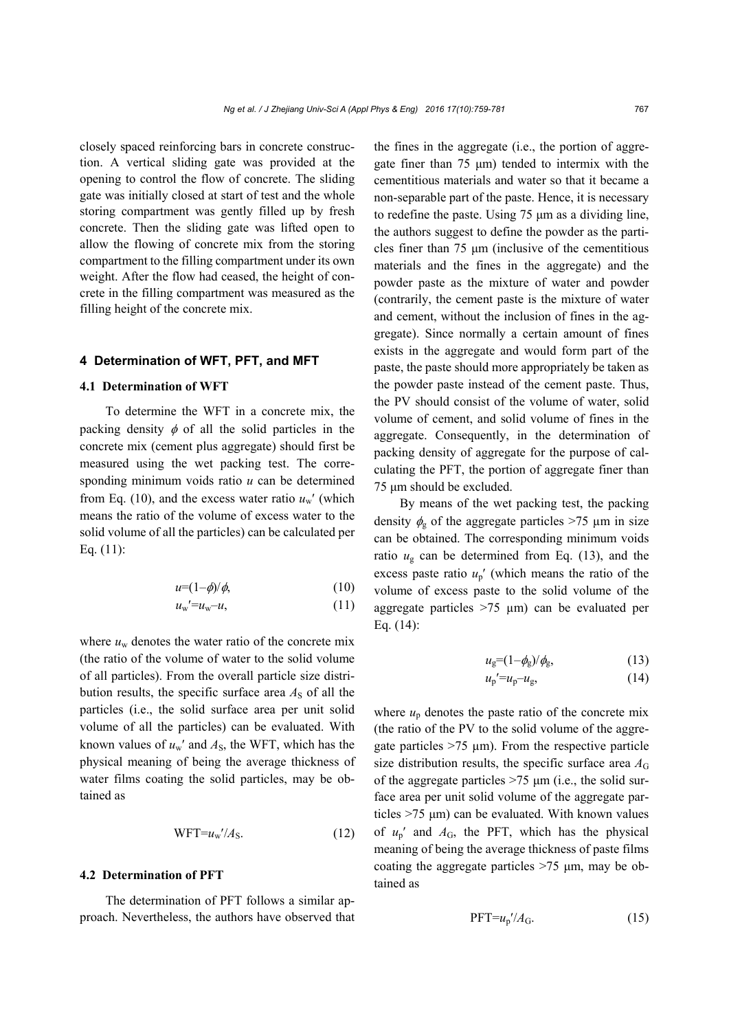closely spaced reinforcing bars in concrete construction. A vertical sliding gate was provided at the opening to control the flow of concrete. The sliding gate was initially closed at start of test and the whole storing compartment was gently filled up by fresh concrete. Then the sliding gate was lifted open to allow the flowing of concrete mix from the storing compartment to the filling compartment under its own weight. After the flow had ceased, the height of concrete in the filling compartment was measured as the filling height of the concrete mix.

## 4 Determination of WFT, PFT, and MFT

### 4.1 Determination of WFT

To determine the WFT in a concrete mix, the packing density $\phi$ of all the solid particles in the concrete mix (cement plus aggregate) should first be measured using the wet packing test. The corresponding minimum voids ratio $u$ can be determined from Eq. (10), and the excess water ratio $u_w'$ (which means the ratio of the volume of excess water to the solid volume of all the particles) can be calculated per Eq. (11):

$$u=(1-\phi)/\phi, \tag{10}$$

$$u_w'=u_w-u, \tag{11}$$

where $u_w$ denotes the water ratio of the concrete mix (the ratio of the volume of water to the solid volume of all particles). From the overall particle size distribution results, the specific surface area $A_S$ of all the particles (i.e., the solid surface area per unit solid volume of all the particles) can be evaluated. With known values of $u_w'$ and $A_S$, the WFT, which has the physical meaning of being the average thickness of water films coating the solid particles, may be obtained as

$$\text{WFT}=u_w'/A_S. \tag{12}$$

### 4.2 Determination of PFT

The determination of PFT follows a similar approach. Nevertheless, the authors have observed that the fines in the aggregate (i.e., the portion of aggregate finer than 75 μm) tended to intermix with the cementitious materials and water so that it became a non-separable part of the paste. Hence, it is necessary to redefine the paste. Using 75 μm as a dividing line, the authors suggest to define the powder as the particles finer than 75 μm (inclusive of the cementitious materials and the fines in the aggregate) and the powder paste as the mixture of water and powder (contrarily, the cement paste is the mixture of water and cement, without the inclusion of fines in the aggregate). Since normally a certain amount of fines exists in the aggregate and would form part of the paste, the paste should more appropriately be taken as the powder paste instead of the cement paste. Thus, the PV should consist of the volume of water, solid volume of cement, and solid volume of fines in the aggregate. Consequently, in the determination of packing density of aggregate for the purpose of calculating the PFT, the portion of aggregate finer than 75 μm should be excluded.

By means of the wet packing test, the packing density $\phi_g$ of the aggregate particles >75 μm in size can be obtained. The corresponding minimum voids ratio $u_g$ can be determined from Eq. (13), and the excess paste ratio $u_p'$ (which means the ratio of the volume of excess paste to the solid volume of the aggregate particles >75 μm) can be evaluated per Eq. (14):

$$u_g=(1-\phi_g)/\phi_g, \tag{13}$$

$$u_p'=u_p-u_g, \tag{14}$$

where $u_p$ denotes the paste ratio of the concrete mix (the ratio of the PV to the solid volume of the aggregate particles >75 μm). From the respective particle size distribution results, the specific surface area $A_G$ of the aggregate particles >75 μm (i.e., the solid surface area per unit solid volume of the aggregate particles >75 μm) can be evaluated. With known values of $u_p'$ and $A_G$, the PFT, which has the physical meaning of being the average thickness of paste films coating the aggregate particles >75 μm, may be obtained as

$$\text{PFT}=u_p'/A_G. \tag{15}$$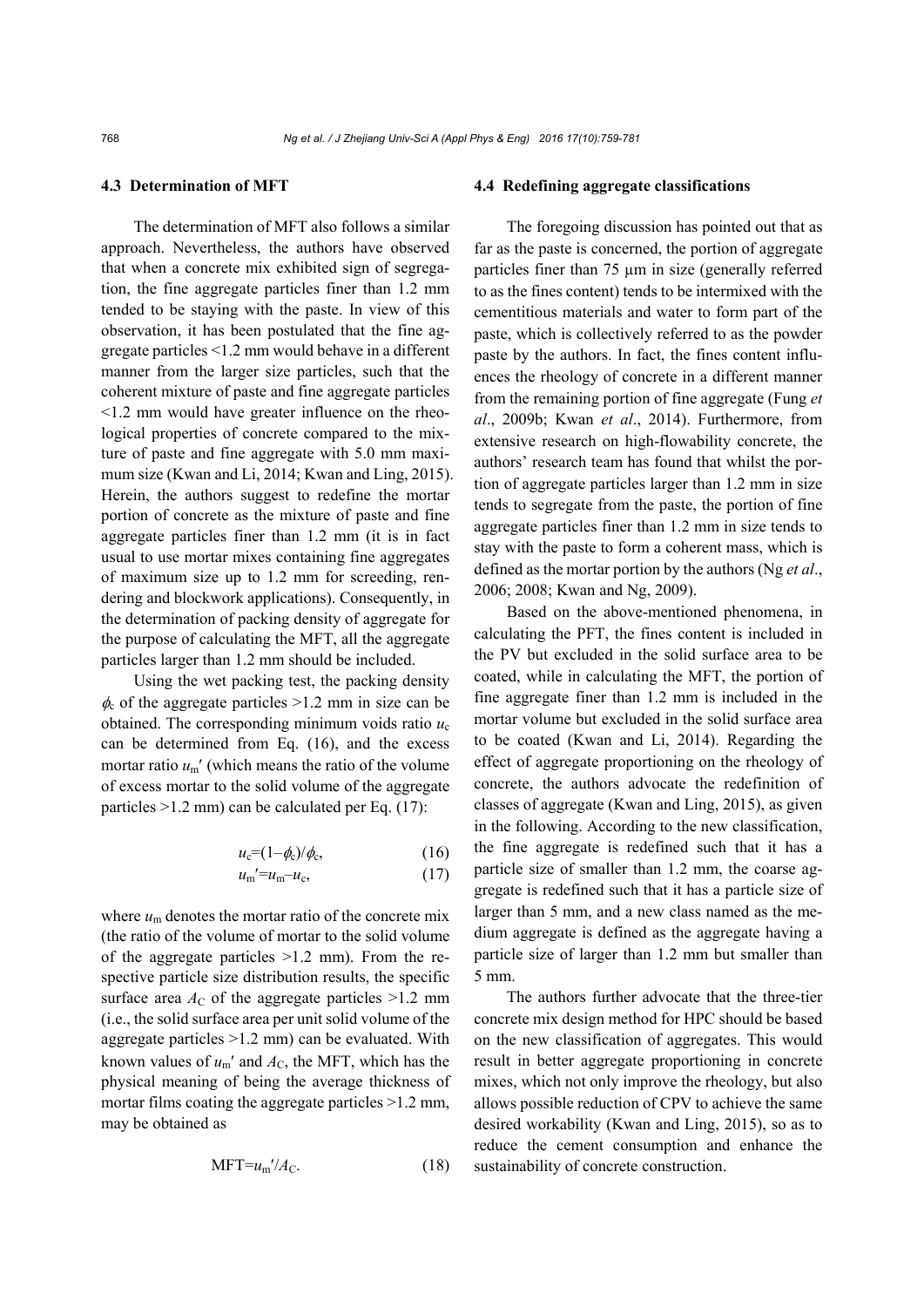### 4.3 Determination of MFT

The determination of MFT also follows a similar approach. Nevertheless, the authors have observed that when a concrete mix exhibited sign of segregation, the fine aggregate particles finer than 1.2 mm tended to be staying with the paste. In view of this observation, it has been postulated that the fine aggregate particles <1.2 mm would behave in a different manner from the larger size particles, such that the coherent mixture of paste and fine aggregate particles <1.2 mm would have greater influence on the rheological properties of concrete compared to the mixture of paste and fine aggregate with 5.0 mm maximum size (Kwan and Li, 2014; Kwan and Ling, 2015). Herein, the authors suggest to redefine the mortar portion of concrete as the mixture of paste and fine aggregate particles finer than 1.2 mm (it is in fact usual to use mortar mixes containing fine aggregates of maximum size up to 1.2 mm for screeding, rendering and blockwork applications). Consequently, in the determination of packing density of aggregate for the purpose of calculating the MFT, all the aggregate particles larger than 1.2 mm should be included.

Using the wet packing test, the packing density $\phi_c$ of the aggregate particles >1.2 mm in size can be obtained. The corresponding minimum voids ratio $u_c$ can be determined from Eq. (16), and the excess mortar ratio $u_m'$ (which means the ratio of the volume of excess mortar to the solid volume of the aggregate particles >1.2 mm) can be calculated per Eq. (17):

$$u_c=(1-\phi_c)/\phi_c, \tag{16}$$

$$u_m'=u_m-u_c, \tag{17}$$

where $u_m$ denotes the mortar ratio of the concrete mix (the ratio of the volume of mortar to the solid volume of the aggregate particles >1.2 mm). From the respective particle size distribution results, the specific surface area $A_C$ of the aggregate particles >1.2 mm (i.e., the solid surface area per unit solid volume of the aggregate particles >1.2 mm) can be evaluated. With known values of $u_m'$ and $A_C$, the MFT, which has the physical meaning of being the average thickness of mortar films coating the aggregate particles >1.2 mm, may be obtained as

$$\text{MFT}=u_m'/A_C. \tag{18}$$

### 4.4 Redefining aggregate classifications

The foregoing discussion has pointed out that as far as the paste is concerned, the portion of aggregate particles finer than 75 μm in size (generally referred to as the fines content) tends to be intermixed with the cementitious materials and water to form part of the paste, which is collectively referred to as the powder paste by the authors. In fact, the fines content influences the rheology of concrete in a different manner from the remaining portion of fine aggregate (Fung *et al*., 2009b; Kwan *et al*., 2014). Furthermore, from extensive research on high-flowability concrete, the authors' research team has found that whilst the portion of aggregate particles larger than 1.2 mm in size tends to segregate from the paste, the portion of fine aggregate particles finer than 1.2 mm in size tends to stay with the paste to form a coherent mass, which is defined as the mortar portion by the authors (Ng *et al*., 2006; 2008; Kwan and Ng, 2009).

Based on the above-mentioned phenomena, in calculating the PFT, the fines content is included in the PV but excluded in the solid surface area to be coated, while in calculating the MFT, the portion of fine aggregate finer than 1.2 mm is included in the mortar volume but excluded in the solid surface area to be coated (Kwan and Li, 2014). Regarding the effect of aggregate proportioning on the rheology of concrete, the authors advocate the redefinition of classes of aggregate (Kwan and Ling, 2015), as given in the following. According to the new classification, the fine aggregate is redefined such that it has a particle size of smaller than 1.2 mm, the coarse aggregate is redefined such that it has a particle size of larger than 5 mm, and a new class named as the medium aggregate is defined as the aggregate having a particle size of larger than 1.2 mm but smaller than 5 mm.

The authors further advocate that the three-tier concrete mix design method for HPC should be based on the new classification of aggregates. This would result in better aggregate proportioning in concrete mixes, which not only improve the rheology, but also allows possible reduction of CPV to achieve the same desired workability (Kwan and Ling, 2015), so as to reduce the cement consumption and enhance the sustainability of concrete construction.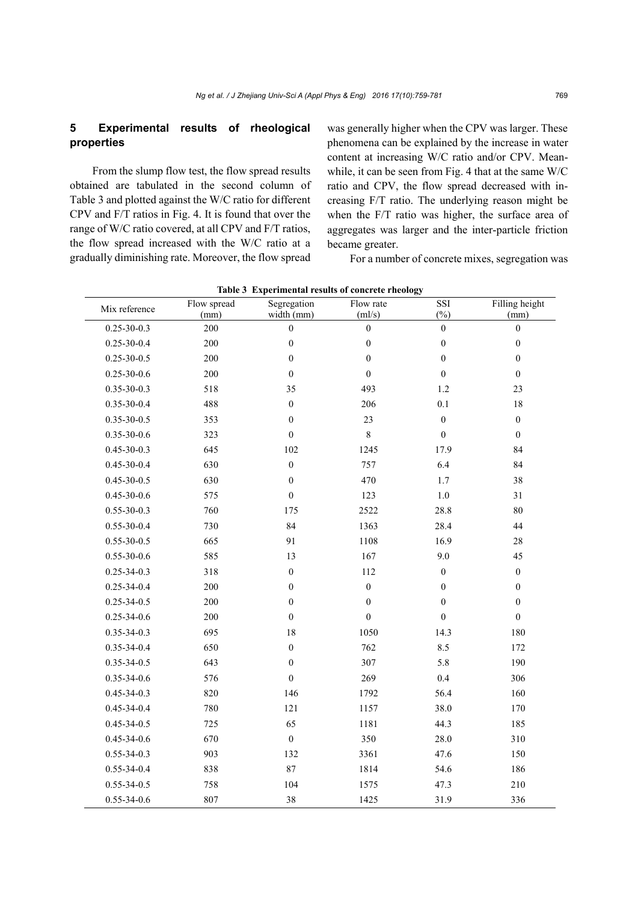## 5 Experimental results of rheological properties

From the slump flow test, the flow spread results obtained are tabulated in the second column of Table 3 and plotted against the W/C ratio for different CPV and F/T ratios in Fig. 4. It is found that over the range of W/C ratio covered, at all CPV and F/T ratios, the flow spread increased with the W/C ratio at a gradually diminishing rate. Moreover, the flow spread was generally higher when the CPV was larger. These phenomena can be explained by the increase in water content at increasing W/C ratio and/or CPV. Meanwhile, it can be seen from Fig. 4 that at the same W/C ratio and CPV, the flow spread decreased with increasing F/T ratio. The underlying reason might be when the F/T ratio was higher, the surface area of aggregates was larger and the inter-particle friction became greater.

For a number of concrete mixes, segregation was

**Table 3 Experimental results of concrete rheology**

| Mix reference | Flow spread (mm) | Segregation width (mm) | Flow rate (ml/s) | SSI (%) | Filling height (mm) |
|---|---|---|---|---|---|
| 0.25-30-0.3 | 200 | 0 | 0 | 0 | 0 |
| 0.25-30-0.4 | 200 | 0 | 0 | 0 | 0 |
| 0.25-30-0.5 | 200 | 0 | 0 | 0 | 0 |
| 0.25-30-0.6 | 200 | 0 | 0 | 0 | 0 |
| 0.35-30-0.3 | 518 | 35 | 493 | 1.2 | 23 |
| 0.35-30-0.4 | 488 | 0 | 206 | 0.1 | 18 |
| 0.35-30-0.5 | 353 | 0 | 23 | 0 | 0 |
| 0.35-30-0.6 | 323 | 0 | 8 | 0 | 0 |
| 0.45-30-0.3 | 645 | 102 | 1245 | 17.9 | 84 |
| 0.45-30-0.4 | 630 | 0 | 757 | 6.4 | 84 |
| 0.45-30-0.5 | 630 | 0 | 470 | 1.7 | 38 |
| 0.45-30-0.6 | 575 | 0 | 123 | 1.0 | 31 |
| 0.55-30-0.3 | 760 | 175 | 2522 | 28.8 | 80 |
| 0.55-30-0.4 | 730 | 84 | 1363 | 28.4 | 44 |
| 0.55-30-0.5 | 665 | 91 | 1108 | 16.9 | 28 |
| 0.55-30-0.6 | 585 | 13 | 167 | 9.0 | 45 |
| 0.25-34-0.3 | 318 | 0 | 112 | 0 | 0 |
| 0.25-34-0.4 | 200 | 0 | 0 | 0 | 0 |
| 0.25-34-0.5 | 200 | 0 | 0 | 0 | 0 |
| 0.25-34-0.6 | 200 | 0 | 0 | 0 | 0 |
| 0.35-34-0.3 | 695 | 18 | 1050 | 14.3 | 180 |
| 0.35-34-0.4 | 650 | 0 | 762 | 8.5 | 172 |
| 0.35-34-0.5 | 643 | 0 | 307 | 5.8 | 190 |
| 0.35-34-0.6 | 576 | 0 | 269 | 0.4 | 306 |
| 0.45-34-0.3 | 820 | 146 | 1792 | 56.4 | 160 |
| 0.45-34-0.4 | 780 | 121 | 1157 | 38.0 | 170 |
| 0.45-34-0.5 | 725 | 65 | 1181 | 44.3 | 185 |
| 0.45-34-0.6 | 670 | 0 | 350 | 28.0 | 310 |
| 0.55-34-0.3 | 903 | 132 | 3361 | 47.6 | 150 |
| 0.55-34-0.4 | 838 | 87 | 1814 | 54.6 | 186 |
| 0.55-34-0.5 | 758 | 104 | 1575 | 47.3 | 210 |
| 0.55-34-0.6 | 807 | 38 | 1425 | 31.9 | 336 |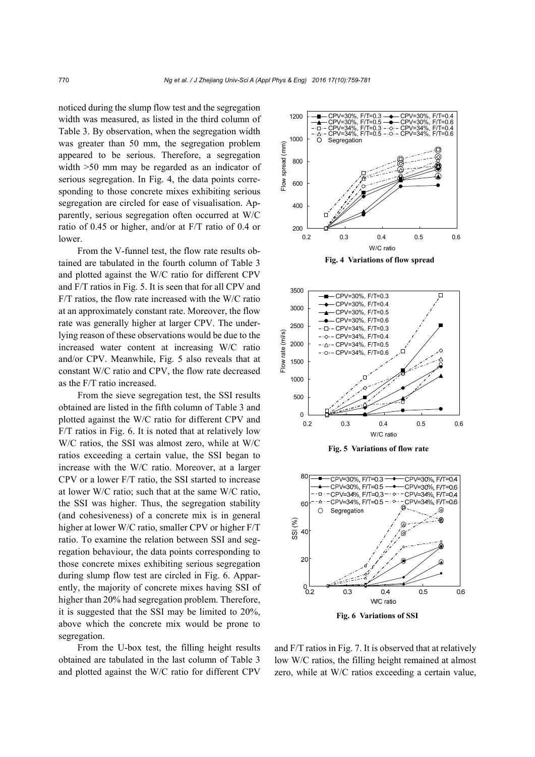noticed during the slump flow test and the segregation width was measured, as listed in the third column of Table 3. By observation, when the segregation width was greater than 50 mm, the segregation problem appeared to be serious. Therefore, a segregation width >50 mm may be regarded as an indicator of serious segregation. In Fig. 4, the data points corresponding to those concrete mixes exhibiting serious segregation are circled for ease of visualisation. Apparently, serious segregation often occurred at W/C ratio of 0.45 or higher, and/or at F/T ratio of 0.4 or lower.

From the V-funnel test, the flow rate results obtained are tabulated in the fourth column of Table 3 and plotted against the W/C ratio for different CPV and F/T ratios in Fig. 5. It is seen that for all CPV and F/T ratios, the flow rate increased with the W/C ratio at an approximately constant rate. Moreover, the flow rate was generally higher at larger CPV. The underlying reason of these observations would be due to the increased water content at increasing W/C ratio and/or CPV. Meanwhile, Fig. 5 also reveals that at constant W/C ratio and CPV, the flow rate decreased as the F/T ratio increased.

From the sieve segregation test, the SSI results obtained are listed in the fifth column of Table 3 and plotted against the W/C ratio for different CPV and F/T ratios in Fig. 6. It is noted that at relatively low W/C ratios, the SSI was almost zero, while at W/C ratios exceeding a certain value, the SSI began to increase with the W/C ratio. Moreover, at a larger CPV or a lower F/T ratio, the SSI started to increase at lower W/C ratio; such that at the same W/C ratio, the SSI was higher. Thus, the segregation stability (and cohesiveness) of a concrete mix is in general higher at lower W/C ratio, smaller CPV or higher F/T ratio. To examine the relation between SSI and segregation behaviour, the data points corresponding to those concrete mixes exhibiting serious segregation during slump flow test are circled in Fig. 6. Apparently, the majority of concrete mixes having SSI of higher than 20% had segregation problem. Therefore, it is suggested that the SSI may be limited to 20%, above which the concrete mix would be prone to segregation.

From the U-box test, the filling height results obtained are tabulated in the last column of Table 3 and plotted against the W/C ratio for different CPV and F/T ratios in Fig. 7. It is observed that at relatively low W/C ratios, the filling height remained at almost zero, while at W/C ratios exceeding a certain value,

**Fig. 4 Variations of flow spread**

**Fig. 5 Variations of flow rate**

**Fig. 6 Variations of SSI**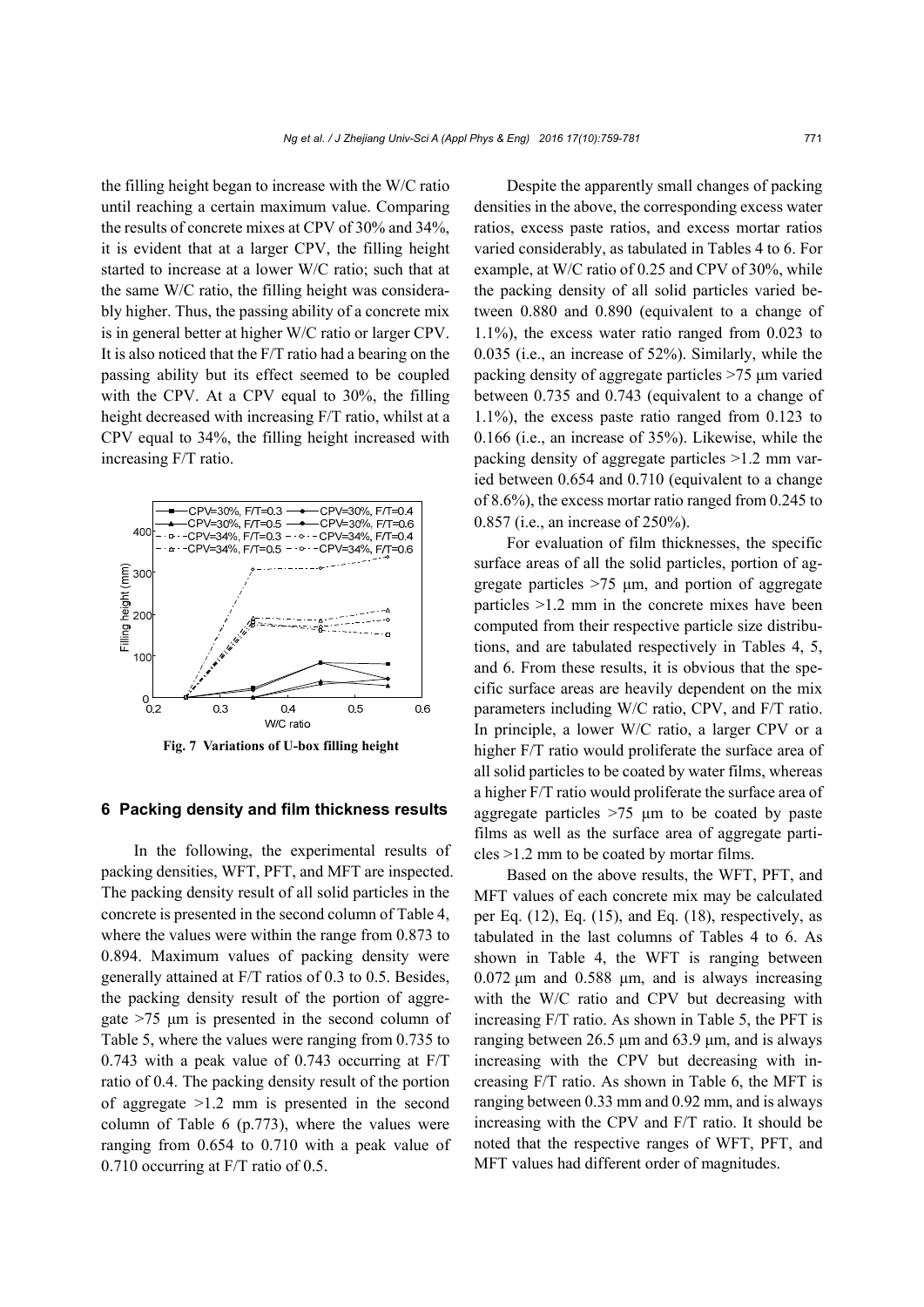the filling height began to increase with the W/C ratio until reaching a certain maximum value. Comparing the results of concrete mixes at CPV of 30% and 34%, it is evident that at a larger CPV, the filling height started to increase at a lower W/C ratio; such that at the same W/C ratio, the filling height was considerably higher. Thus, the passing ability of a concrete mix is in general better at higher W/C ratio or larger CPV. It is also noticed that the F/T ratio had a bearing on the passing ability but its effect seemed to be coupled with the CPV. At a CPV equal to 30%, the filling height decreased with increasing F/T ratio, whilst at a CPV equal to 34%, the filling height increased with increasing F/T ratio.

**Fig. 7 Variations of U-box filling height**

## 6 Packing density and film thickness results

In the following, the experimental results of packing densities, WFT, PFT, and MFT are inspected. The packing density result of all solid particles in the concrete is presented in the second column of Table 4, where the values were within the range from 0.873 to 0.894. Maximum values of packing density were generally attained at F/T ratios of 0.3 to 0.5. Besides, the packing density result of the portion of aggregate >75 μm is presented in the second column of Table 5, where the values were ranging from 0.735 to 0.743 with a peak value of 0.743 occurring at F/T ratio of 0.4. The packing density result of the portion of aggregate >1.2 mm is presented in the second column of Table 6 (p.773), where the values were ranging from 0.654 to 0.710 with a peak value of 0.710 occurring at F/T ratio of 0.5.

Despite the apparently small changes of packing densities in the above, the corresponding excess water ratios, excess paste ratios, and excess mortar ratios varied considerably, as tabulated in Tables 4 to 6. For example, at W/C ratio of 0.25 and CPV of 30%, while the packing density of all solid particles varied between 0.880 and 0.890 (equivalent to a change of 1.1%), the excess water ratio ranged from 0.023 to 0.035 (i.e., an increase of 52%). Similarly, while the packing density of aggregate particles >75 μm varied between 0.735 and 0.743 (equivalent to a change of 1.1%), the excess paste ratio ranged from 0.123 to 0.166 (i.e., an increase of 35%). Likewise, while the packing density of aggregate particles >1.2 mm varied between 0.654 and 0.710 (equivalent to a change of 8.6%), the excess mortar ratio ranged from 0.245 to 0.857 (i.e., an increase of 250%).

For evaluation of film thicknesses, the specific surface areas of all the solid particles, portion of aggregate particles >75 μm, and portion of aggregate particles >1.2 mm in the concrete mixes have been computed from their respective particle size distributions, and are tabulated respectively in Tables 4, 5, and 6. From these results, it is obvious that the specific surface areas are heavily dependent on the mix parameters including W/C ratio, CPV, and F/T ratio. In principle, a lower W/C ratio, a larger CPV or a higher F/T ratio would proliferate the surface area of all solid particles to be coated by water films, whereas a higher F/T ratio would proliferate the surface area of aggregate particles >75 μm to be coated by paste films as well as the surface area of aggregate particles >1.2 mm to be coated by mortar films.

Based on the above results, the WFT, PFT, and MFT values of each concrete mix may be calculated per Eq. (12), Eq. (15), and Eq. (18), respectively, as tabulated in the last columns of Tables 4 to 6. As shown in Table 4, the WFT is ranging between 0.072 μm and 0.588 μm, and is always increasing with the W/C ratio and CPV but decreasing with increasing F/T ratio. As shown in Table 5, the PFT is ranging between 26.5 μm and 63.9 μm, and is always increasing with the CPV but decreasing with increasing F/T ratio. As shown in Table 6, the MFT is ranging between 0.33 mm and 0.92 mm, and is always increasing with the CPV and F/T ratio. It should be noted that the respective ranges of WFT, PFT, and MFT values had different order of magnitudes.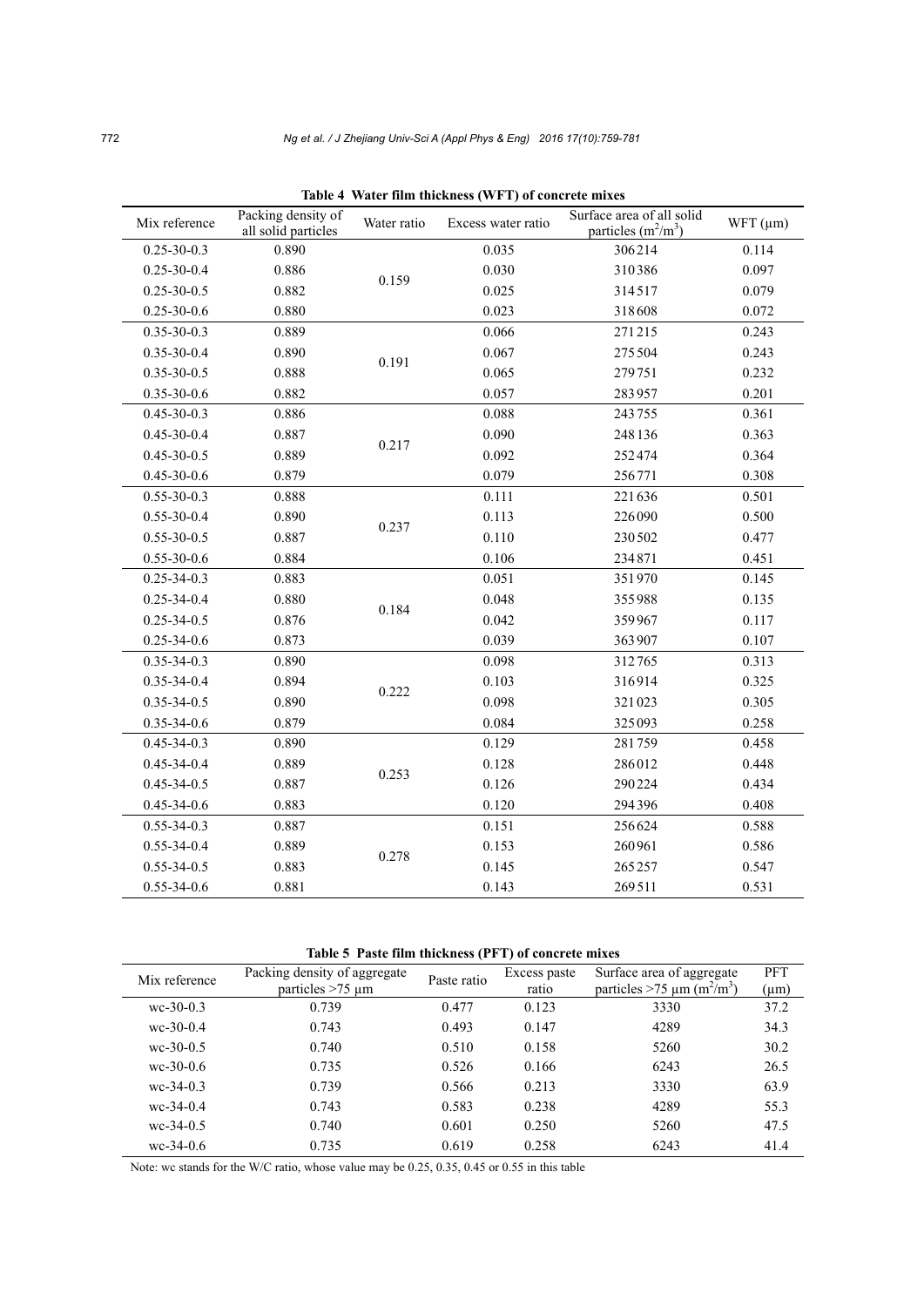**Table 4 Water film thickness (WFT) of concrete mixes**

| Mix reference | Packing density of all solid particles | Water ratio | Excess water ratio | Surface area of all solid particles ($m^2/m^3$) | WFT (μm) |
|---|---|---|---|---|---|
| 0.25-30-0.3 | 0.890 | 0.159 | 0.035 | 306214 | 0.114 |
| 0.25-30-0.4 | 0.886 | | 0.030 | 310386 | 0.097 |
| 0.25-30-0.5 | 0.882 | | 0.025 | 314517 | 0.079 |
| 0.25-30-0.6 | 0.880 | | 0.023 | 318608 | 0.072 |
| 0.35-30-0.3 | 0.889 | 0.191 | 0.066 | 271215 | 0.243 |
| 0.35-30-0.4 | 0.890 | | 0.067 | 275504 | 0.243 |
| 0.35-30-0.5 | 0.888 | | 0.065 | 279751 | 0.232 |
| 0.35-30-0.6 | 0.882 | | 0.057 | 283957 | 0.201 |
| 0.45-30-0.3 | 0.886 | 0.217 | 0.088 | 243755 | 0.361 |
| 0.45-30-0.4 | 0.887 | | 0.090 | 248136 | 0.363 |
| 0.45-30-0.5 | 0.889 | | 0.092 | 252474 | 0.364 |
| 0.45-30-0.6 | 0.879 | | 0.079 | 256771 | 0.308 |
| 0.55-30-0.3 | 0.888 | 0.237 | 0.111 | 221636 | 0.501 |
| 0.55-30-0.4 | 0.890 | | 0.113 | 226090 | 0.500 |
| 0.55-30-0.5 | 0.887 | | 0.110 | 230502 | 0.477 |
| 0.55-30-0.6 | 0.884 | | 0.106 | 234871 | 0.451 |
| 0.25-34-0.3 | 0.883 | 0.184 | 0.051 | 351970 | 0.145 |
| 0.25-34-0.4 | 0.880 | | 0.048 | 355988 | 0.135 |
| 0.25-34-0.5 | 0.876 | | 0.042 | 359967 | 0.117 |
| 0.25-34-0.6 | 0.873 | | 0.039 | 363907 | 0.107 |
| 0.35-34-0.3 | 0.890 | 0.222 | 0.098 | 312765 | 0.313 |
| 0.35-34-0.4 | 0.894 | | 0.103 | 316914 | 0.325 |
| 0.35-34-0.5 | 0.890 | | 0.098 | 321023 | 0.305 |
| 0.35-34-0.6 | 0.879 | | 0.084 | 325093 | 0.258 |
| 0.45-34-0.3 | 0.890 | 0.253 | 0.129 | 281759 | 0.458 |
| 0.45-34-0.4 | 0.889 | | 0.128 | 286012 | 0.448 |
| 0.45-34-0.5 | 0.887 | | 0.126 | 290224 | 0.434 |
| 0.45-34-0.6 | 0.883 | | 0.120 | 294396 | 0.408 |
| 0.55-34-0.3 | 0.887 | 0.278 | 0.151 | 256624 | 0.588 |
| 0.55-34-0.4 | 0.889 | | 0.153 | 260961 | 0.586 |
| 0.55-34-0.5 | 0.883 | | 0.145 | 265257 | 0.547 |
| 0.55-34-0.6 | 0.881 | | 0.143 | 269511 | 0.531 |

**Table 5 Paste film thickness (PFT) of concrete mixes**

| Mix reference | Packing density of aggregate particles >75 μm | Paste ratio | Excess paste ratio | Surface area of aggregate particles >75 μm ($m^2/m^3$) | PFT (μm) |
|---|---|---|---|---|---|
| wc-30-0.3 | 0.739 | 0.477 | 0.123 | 3330 | 37.2 |
| wc-30-0.4 | 0.743 | 0.493 | 0.147 | 4289 | 34.3 |
| wc-30-0.5 | 0.740 | 0.510 | 0.158 | 5260 | 30.2 |
| wc-30-0.6 | 0.735 | 0.526 | 0.166 | 6243 | 26.5 |
| wc-34-0.3 | 0.739 | 0.566 | 0.213 | 3330 | 63.9 |
| wc-34-0.4 | 0.743 | 0.583 | 0.238 | 4289 | 55.3 |
| wc-34-0.5 | 0.740 | 0.601 | 0.250 | 5260 | 47.5 |
| wc-34-0.6 | 0.735 | 0.619 | 0.258 | 6243 | 41.4 |

Note: wc stands for the W/C ratio, whose value may be 0.25, 0.35, 0.45 or 0.55 in this table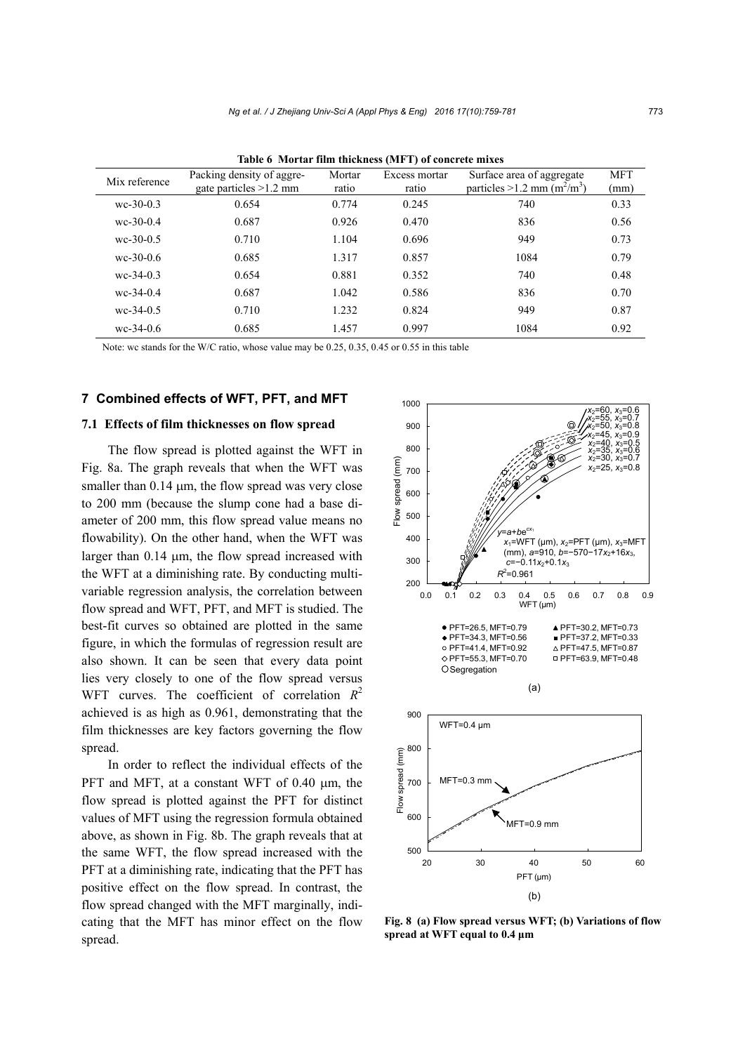**Table 6 Mortar film thickness (MFT) of concrete mixes**

| Mix reference | Packing density of aggregate particles >1.2 mm | Mortar ratio | Excess mortar ratio | Surface area of aggregate particles >1.2 mm ($m^2/m^3$) | MFT (mm) |
|---|---|---|---|---|---|
| wc-30-0.3 | 0.654 | 0.774 | 0.245 | 740 | 0.33 |
| wc-30-0.4 | 0.687 | 0.926 | 0.470 | 836 | 0.56 |
| wc-30-0.5 | 0.710 | 1.104 | 0.696 | 949 | 0.73 |
| wc-30-0.6 | 0.685 | 1.317 | 0.857 | 1084 | 0.79 |
| wc-34-0.3 | 0.654 | 0.881 | 0.352 | 740 | 0.48 |
| wc-34-0.4 | 0.687 | 1.042 | 0.586 | 836 | 0.70 |
| wc-34-0.5 | 0.710 | 1.232 | 0.824 | 949 | 0.87 |
| wc-34-0.6 | 0.685 | 1.457 | 0.997 | 1084 | 0.92 |

Note: wc stands for the W/C ratio, whose value may be 0.25, 0.35, 0.45 or 0.55 in this table

## 7 Combined effects of WFT, PFT, and MFT

### 7.1 Effects of film thicknesses on flow spread

The flow spread is plotted against the WFT in Fig. 8a. The graph reveals that when the WFT was smaller than 0.14 μm, the flow spread was very close to 200 mm (because the slump cone had a base diameter of 200 mm, this flow spread value means no flowability). On the other hand, when the WFT was larger than 0.14 μm, the flow spread increased with the WFT at a diminishing rate. By conducting multi-variable regression analysis, the correlation between flow spread and WFT, PFT, and MFT is studied. The best-fit curves so obtained are plotted in the same figure, in which the formulas of regression result are also shown. It can be seen that every data point lies very closely to one of the flow spread versus WFT curves. The coefficient of correlation $R^2$ achieved is as high as 0.961, demonstrating that the film thicknesses are key factors governing the flow spread.

In order to reflect the individual effects of the PFT and MFT, at a constant WFT of 0.40 μm, the flow spread is plotted against the PFT for distinct values of MFT using the regression formula obtained above, as shown in Fig. 8b. The graph reveals that at the same WFT, the flow spread increased with the PFT at a diminishing rate, indicating that the PFT has positive effect on the flow spread. In contrast, the flow spread changed with the MFT marginally, indicating that the MFT has minor effect on the flow spread.

**Fig. 8 (a) Flow spread versus WFT; (b) Variations of flow spread at WFT equal to 0.4 μm**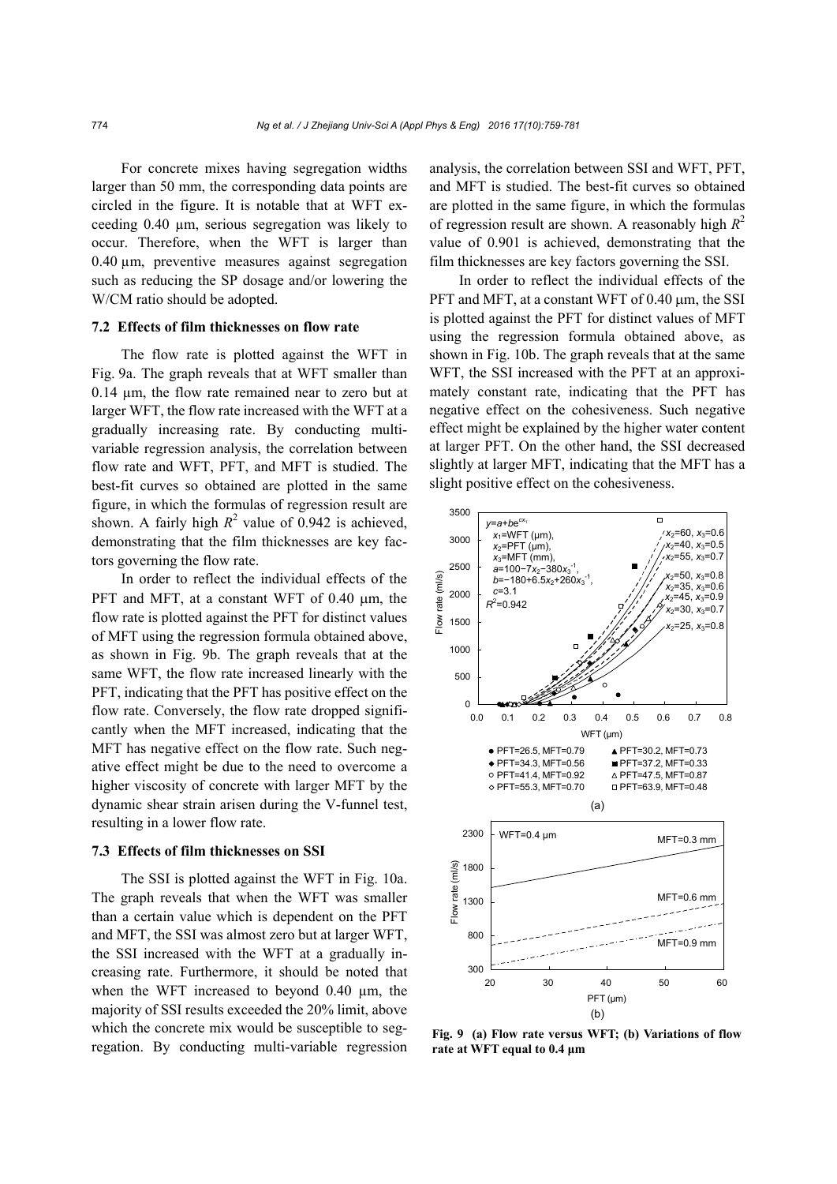For concrete mixes having segregation widths larger than 50 mm, the corresponding data points are circled in the figure. It is notable that at WFT exceeding 0.40 μm, serious segregation was likely to occur. Therefore, when the WFT is larger than 0.40 μm, preventive measures against segregation such as reducing the SP dosage and/or lowering the W/CM ratio should be adopted.

### 7.2 Effects of film thicknesses on flow rate

The flow rate is plotted against the WFT in Fig. 9a. The graph reveals that at WFT smaller than 0.14 μm, the flow rate remained near to zero but at larger WFT, the flow rate increased with the WFT at a gradually increasing rate. By conducting multi-variable regression analysis, the correlation between flow rate and WFT, PFT, and MFT is studied. The best-fit curves so obtained are plotted in the same figure, in which the formulas of regression result are shown. A fairly high $R^2$ value of 0.942 is achieved, demonstrating that the film thicknesses are key factors governing the flow rate.

In order to reflect the individual effects of the PFT and MFT, at a constant WFT of 0.40 μm, the flow rate is plotted against the PFT for distinct values of MFT using the regression formula obtained above, as shown in Fig. 9b. The graph reveals that at the same WFT, the flow rate increased linearly with the PFT, indicating that the PFT has positive effect on the flow rate. Conversely, the flow rate dropped significantly when the MFT increased, indicating that the MFT has negative effect on the flow rate. Such negative effect might be due to the need to overcome a higher viscosity of concrete with larger MFT by the dynamic shear strain arisen during the V-funnel test, resulting in a lower flow rate.

### 7.3 Effects of film thicknesses on SSI

The SSI is plotted against the WFT in Fig. 10a. The graph reveals that when the WFT was smaller than a certain value which is dependent on the PFT and MFT, the SSI was almost zero but at larger WFT, the SSI increased with the WFT at a gradually increasing rate. Furthermore, it should be noted that when the WFT increased to beyond 0.40 μm, the majority of SSI results exceeded the 20% limit, above which the concrete mix would be susceptible to segregation. By conducting multi-variable regression analysis, the correlation between SSI and WFT, PFT, and MFT is studied. The best-fit curves so obtained are plotted in the same figure, in which the formulas of regression result are shown. A reasonably high $R^2$ value of 0.901 is achieved, demonstrating that the film thicknesses are key factors governing the SSI.

In order to reflect the individual effects of the PFT and MFT, at a constant WFT of 0.40 μm, the SSI is plotted against the PFT for distinct values of MFT using the regression formula obtained above, as shown in Fig. 10b. The graph reveals that at the same WFT, the SSI increased with the PFT at an approximately constant rate, indicating that the PFT has negative effect on the cohesiveness. Such negative effect might be explained by the higher water content at larger PFT. On the other hand, the SSI decreased slightly at larger MFT, indicating that the MFT has a slight positive effect on the cohesiveness.

**Fig. 9 (a) Flow rate versus WFT; (b) Variations of flow rate at WFT equal to 0.4 μm**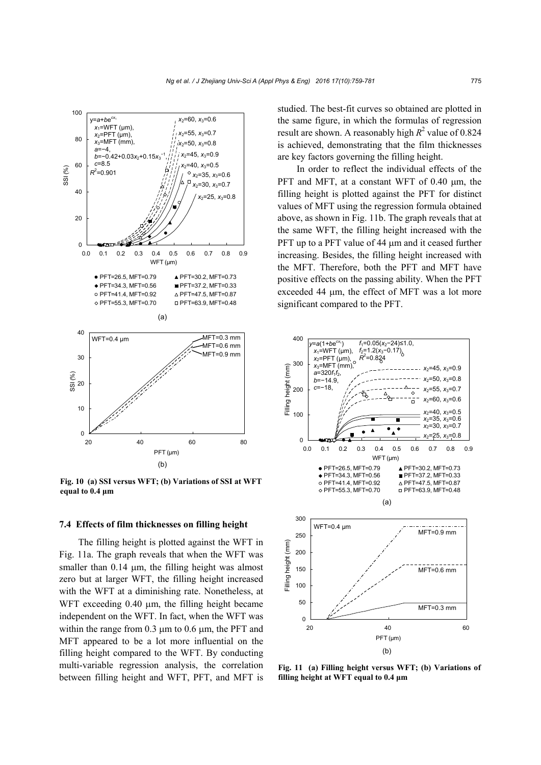Fig. 10 (a) SSI versus WFT; (b) Variations of SSI at WFT equal to 0.4 μm

### 7.4 Effects of film thicknesses on filling height

The filling height is plotted against the WFT in Fig. 11a. The graph reveals that when the WFT was smaller than 0.14 μm, the filling height was almost zero but at larger WFT, the filling height increased with the WFT at a diminishing rate. Nonetheless, at WFT exceeding 0.40 μm, the filling height became independent on the WFT. In fact, when the WFT was within the range from 0.3 μm to 0.6 μm, the PFT and MFT appeared to be a lot more influential on the filling height compared to the WFT. By conducting multi-variable regression analysis, the correlation between filling height and WFT, PFT, and MFT is studied. The best-fit curves so obtained are plotted in the same figure, in which the formulas of regression result are shown. A reasonably high $R^2$ value of 0.824 is achieved, demonstrating that the film thicknesses are key factors governing the filling height.

In order to reflect the individual effects of the PFT and MFT, at a constant WFT of 0.40 μm, the filling height is plotted against the PFT for distinct values of MFT using the regression formula obtained above, as shown in Fig. 11b. The graph reveals that at the same WFT, the filling height increased with the PFT up to a PFT value of 44 μm and it ceased further increasing. Besides, the filling height increased with the MFT. Therefore, both the PFT and MFT have positive effects on the passing ability. When the PFT exceeded 44 μm, the effect of MFT was a lot more significant compared to the PFT.

Fig. 11 (a) Filling height versus WFT; (b) Variations of filling height at WFT equal to 0.4 μm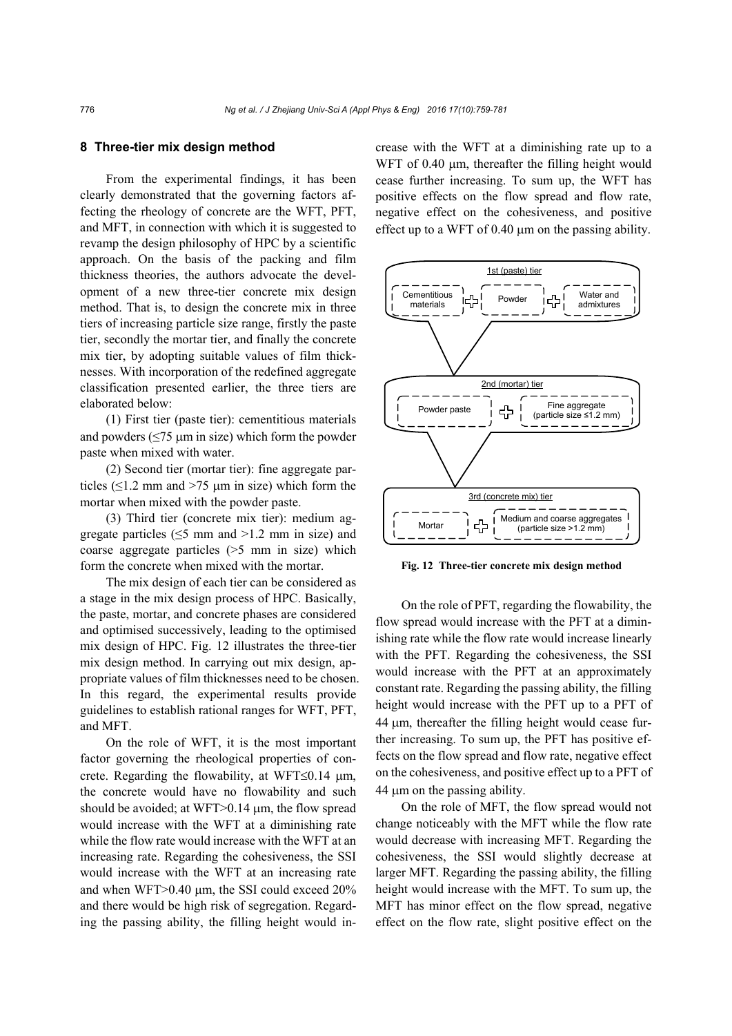## 8 Three-tier mix design method

From the experimental findings, it has been clearly demonstrated that the governing factors affecting the rheology of concrete are the WFT, PFT, and MFT, in connection with which it is suggested to revamp the design philosophy of HPC by a scientific approach. On the basis of the packing and film thickness theories, the authors advocate the development of a new three-tier concrete mix design method. That is, to design the concrete mix in three tiers of increasing particle size range, firstly the paste tier, secondly the mortar tier, and finally the concrete mix tier, by adopting suitable values of film thicknesses. With incorporation of the redefined aggregate classification presented earlier, the three tiers are elaborated below:

(1) First tier (paste tier): cementitious materials and powders (≤75 μm in size) which form the powder paste when mixed with water.

(2) Second tier (mortar tier): fine aggregate particles (≤1.2 mm and >75 μm in size) which form the mortar when mixed with the powder paste.

(3) Third tier (concrete mix tier): medium aggregate particles (≤5 mm and >1.2 mm in size) and coarse aggregate particles (>5 mm in size) which form the concrete when mixed with the mortar.

The mix design of each tier can be considered as a stage in the mix design process of HPC. Basically, the paste, mortar, and concrete phases are considered and optimised successively, leading to the optimised mix design of HPC. Fig. 12 illustrates the three-tier mix design method. In carrying out mix design, appropriate values of film thicknesses need to be chosen. In this regard, the experimental results provide guidelines to establish rational ranges for WFT, PFT, and MFT.

On the role of WFT, it is the most important factor governing the rheological properties of concrete. Regarding the flowability, at WFT≤0.14 μm, the concrete would have no flowability and such should be avoided; at WFT>0.14 μm, the flow spread would increase with the WFT at a diminishing rate while the flow rate would increase with the WFT at an increasing rate. Regarding the cohesiveness, the SSI would increase with the WFT at an increasing rate and when WFT>0.40 μm, the SSI could exceed 20% and there would be high risk of segregation. Regarding the passing ability, the filling height would increase with the WFT at a diminishing rate up to a WFT of 0.40 μm, thereafter the filling height would cease further increasing. To sum up, the WFT has positive effects on the flow spread and flow rate, negative effect on the cohesiveness, and positive effect up to a WFT of 0.40 μm on the passing ability.

1st (paste) tier: Cementitious materials + Powder + Water and admixtures

2nd (mortar) tier: Powder paste + Fine aggregate (particle size ≤1.2 mm)

3rd (concrete mix) tier: Mortar + Medium and coarse aggregates (particle size >1.2 mm)

**Fig. 12 Three-tier concrete mix design method**

On the role of PFT, regarding the flowability, the flow spread would increase with the PFT at a diminishing rate while the flow rate would increase linearly with the PFT. Regarding the cohesiveness, the SSI would increase with the PFT at an approximately constant rate. Regarding the passing ability, the filling height would increase with the PFT up to a PFT of 44 μm, thereafter the filling height would cease further increasing. To sum up, the PFT has positive effects on the flow spread and flow rate, negative effect on the cohesiveness, and positive effect up to a PFT of 44 μm on the passing ability.

On the role of MFT, the flow spread would not change noticeably with the MFT while the flow rate would decrease with increasing MFT. Regarding the cohesiveness, the SSI would slightly decrease at larger MFT. Regarding the passing ability, the filling height would increase with the MFT. To sum up, the MFT has minor effect on the flow spread, negative effect on the flow rate, slight positive effect on the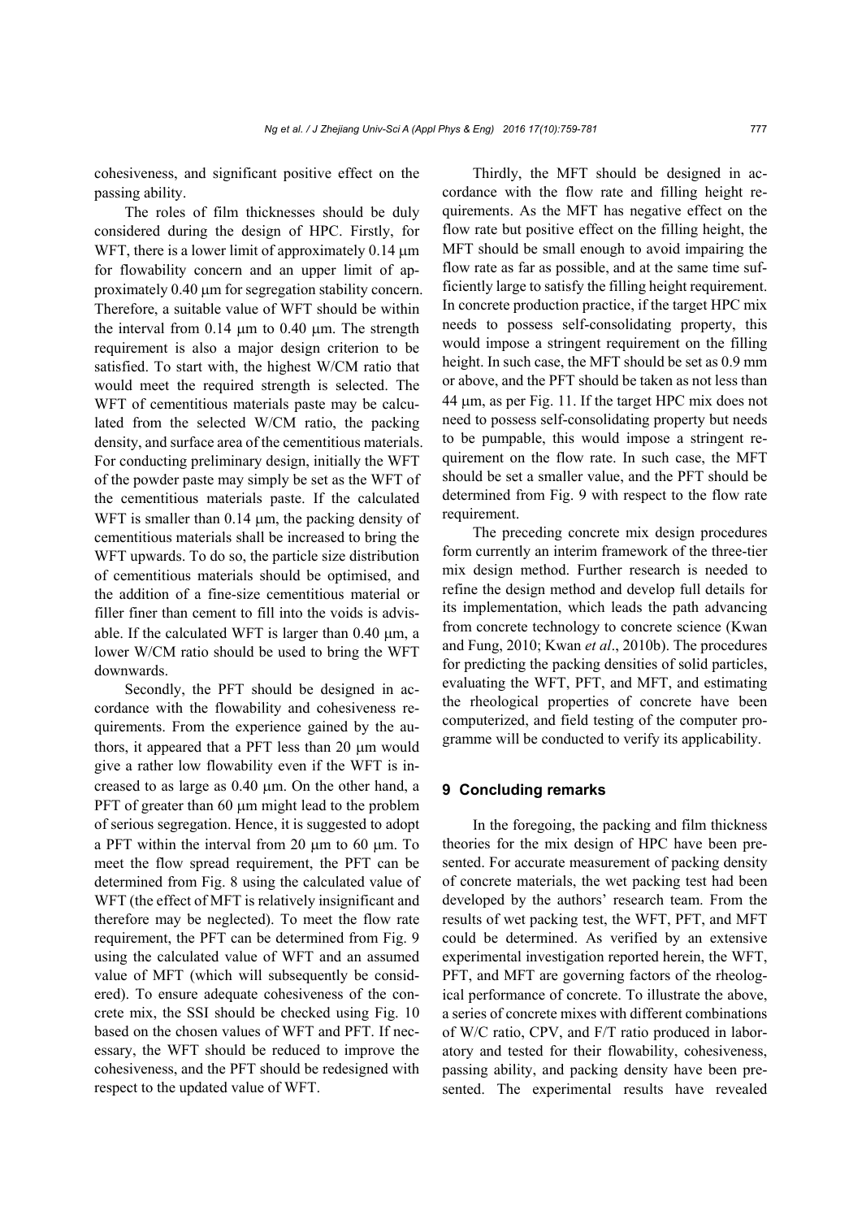cohesiveness, and significant positive effect on the passing ability.

The roles of film thicknesses should be duly considered during the design of HPC. Firstly, for WFT, there is a lower limit of approximately 0.14 μm for flowability concern and an upper limit of approximately 0.40 μm for segregation stability concern. Therefore, a suitable value of WFT should be within the interval from 0.14 μm to 0.40 μm. The strength requirement is also a major design criterion to be satisfied. To start with, the highest W/CM ratio that would meet the required strength is selected. The WFT of cementitious materials paste may be calculated from the selected W/CM ratio, the packing density, and surface area of the cementitious materials. For conducting preliminary design, initially the WFT of the powder paste may simply be set as the WFT of the cementitious materials paste. If the calculated WFT is smaller than 0.14 μm, the packing density of cementitious materials shall be increased to bring the WFT upwards. To do so, the particle size distribution of cementitious materials should be optimised, and the addition of a fine-size cementitious material or filler finer than cement to fill into the voids is advisable. If the calculated WFT is larger than 0.40 μm, a lower W/CM ratio should be used to bring the WFT downwards.

Secondly, the PFT should be designed in accordance with the flowability and cohesiveness requirements. From the experience gained by the authors, it appeared that a PFT less than 20 μm would give a rather low flowability even if the WFT is increased to as large as 0.40 μm. On the other hand, a PFT of greater than 60 μm might lead to the problem of serious segregation. Hence, it is suggested to adopt a PFT within the interval from 20 μm to 60 μm. To meet the flow spread requirement, the PFT can be determined from Fig. 8 using the calculated value of WFT (the effect of MFT is relatively insignificant and therefore may be neglected). To meet the flow rate requirement, the PFT can be determined from Fig. 9 using the calculated value of WFT and an assumed value of MFT (which will subsequently be considered). To ensure adequate cohesiveness of the concrete mix, the SSI should be checked using Fig. 10 based on the chosen values of WFT and PFT. If necessary, the WFT should be reduced to improve the cohesiveness, and the PFT should be redesigned with respect to the updated value of WFT.

Thirdly, the MFT should be designed in accordance with the flow rate and filling height requirements. As the MFT has negative effect on the flow rate but positive effect on the filling height, the MFT should be small enough to avoid impairing the flow rate as far as possible, and at the same time sufficiently large to satisfy the filling height requirement. In concrete production practice, if the target HPC mix needs to possess self-consolidating property, this would impose a stringent requirement on the filling height. In such case, the MFT should be set as 0.9 mm or above, and the PFT should be taken as not less than 44 μm, as per Fig. 11. If the target HPC mix does not need to possess self-consolidating property but needs to be pumpable, this would impose a stringent requirement on the flow rate. In such case, the MFT should be set a smaller value, and the PFT should be determined from Fig. 9 with respect to the flow rate requirement.

The preceding concrete mix design procedures form currently an interim framework of the three-tier mix design method. Further research is needed to refine the design method and develop full details for its implementation, which leads the path advancing from concrete technology to concrete science (Kwan and Fung, 2010; Kwan *et al*., 2010b). The procedures for predicting the packing densities of solid particles, evaluating the WFT, PFT, and MFT, and estimating the rheological properties of concrete have been computerized, and field testing of the computer programme will be conducted to verify its applicability.

## 9 Concluding remarks

In the foregoing, the packing and film thickness theories for the mix design of HPC have been presented. For accurate measurement of packing density of concrete materials, the wet packing test had been developed by the authors' research team. From the results of wet packing test, the WFT, PFT, and MFT could be determined. As verified by an extensive experimental investigation reported herein, the WFT, PFT, and MFT are governing factors of the rheological performance of concrete. To illustrate the above, a series of concrete mixes with different combinations of W/C ratio, CPV, and F/T ratio produced in laboratory and tested for their flowability, cohesiveness, passing ability, and packing density have been presented. The experimental results have revealed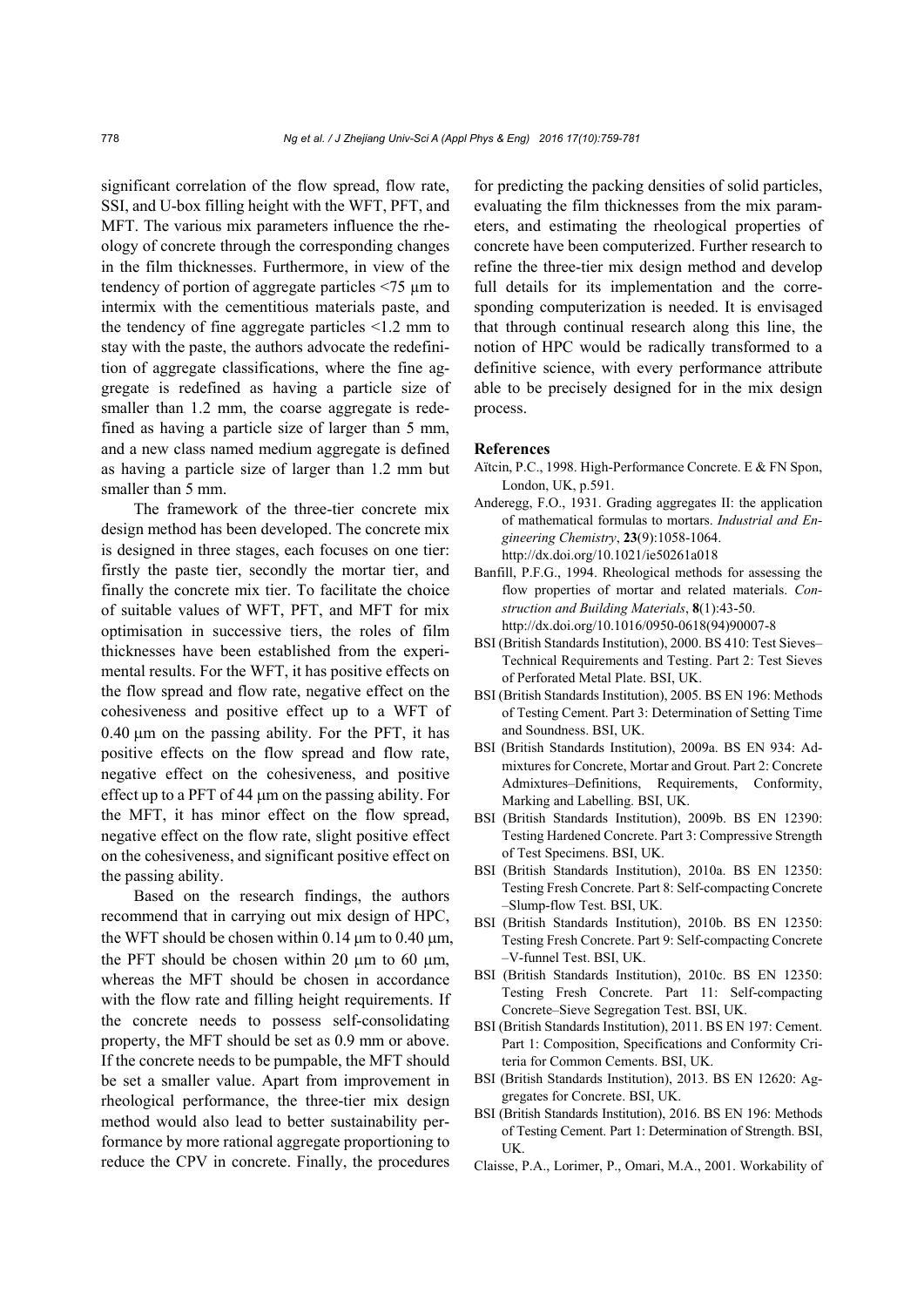significant correlation of the flow spread, flow rate, SSI, and U-box filling height with the WFT, PFT, and MFT. The various mix parameters influence the rheology of concrete through the corresponding changes in the film thicknesses. Furthermore, in view of the tendency of portion of aggregate particles <75 μm to intermix with the cementitious materials paste, and the tendency of fine aggregate particles <1.2 mm to stay with the paste, the authors advocate the redefinition of aggregate classifications, where the fine aggregate is redefined as having a particle size of smaller than 1.2 mm, the coarse aggregate is redefined as having a particle size of larger than 5 mm, and a new class named medium aggregate is defined as having a particle size of larger than 1.2 mm but smaller than 5 mm.

The framework of the three-tier concrete mix design method has been developed. The concrete mix is designed in three stages, each focuses on one tier: firstly the paste tier, secondly the mortar tier, and finally the concrete mix tier. To facilitate the choice of suitable values of WFT, PFT, and MFT for mix optimisation in successive tiers, the roles of film thicknesses have been established from the experimental results. For the WFT, it has positive effects on the flow spread and flow rate, negative effect on the cohesiveness and positive effect up to a WFT of 0.40 μm on the passing ability. For the PFT, it has positive effects on the flow spread and flow rate, negative effect on the cohesiveness, and positive effect up to a PFT of 44 μm on the passing ability. For the MFT, it has minor effect on the flow spread, negative effect on the flow rate, slight positive effect on the cohesiveness, and significant positive effect on the passing ability.

Based on the research findings, the authors recommend that in carrying out mix design of HPC, the WFT should be chosen within 0.14 μm to 0.40 μm, the PFT should be chosen within 20 μm to 60 μm, whereas the MFT should be chosen in accordance with the flow rate and filling height requirements. If the concrete needs to possess self-consolidating property, the MFT should be set as 0.9 mm or above. If the concrete needs to be pumpable, the MFT should be set a smaller value. Apart from improvement in rheological performance, the three-tier mix design method would also lead to better sustainability performance by more rational aggregate proportioning to reduce the CPV in concrete. Finally, the procedures for predicting the packing densities of solid particles, evaluating the film thicknesses from the mix parameters, and estimating the rheological properties of concrete have been computerized. Further research to refine the three-tier mix design method and develop full details for its implementation and the corresponding computerization is needed. It is envisaged that through continual research along this line, the notion of HPC would be radically transformed to a definitive science, with every performance attribute able to be precisely designed for in the mix design process.

## References

Aïtcin, P.C., 1998. High-Performance Concrete. E & FN Spon, London, UK, p.591.

Anderegg, F.O., 1931. Grading aggregates II: the application of mathematical formulas to mortars. *Industrial and Engineering Chemistry*, **23**(9):1058-1064. http://dx.doi.org/10.1021/ie50261a018

Banfill, P.F.G., 1994. Rheological methods for assessing the flow properties of mortar and related materials. *Construction and Building Materials*, **8**(1):43-50. http://dx.doi.org/10.1016/0950-0618(94)90007-8

BSI (British Standards Institution), 2000. BS 410: Test Sieves–Technical Requirements and Testing. Part 2: Test Sieves of Perforated Metal Plate. BSI, UK.

BSI (British Standards Institution), 2005. BS EN 196: Methods of Testing Cement. Part 3: Determination of Setting Time and Soundness. BSI, UK.

BSI (British Standards Institution), 2009a. BS EN 934: Admixtures for Concrete, Mortar and Grout. Part 2: Concrete Admixtures–Definitions, Requirements, Conformity, Marking and Labelling. BSI, UK.

BSI (British Standards Institution), 2009b. BS EN 12390: Testing Hardened Concrete. Part 3: Compressive Strength of Test Specimens. BSI, UK.

BSI (British Standards Institution), 2010a. BS EN 12350: Testing Fresh Concrete. Part 8: Self-compacting Concrete –Slump-flow Test. BSI, UK.

BSI (British Standards Institution), 2010b. BS EN 12350: Testing Fresh Concrete. Part 9: Self-compacting Concrete –V-funnel Test. BSI, UK.

BSI (British Standards Institution), 2010c. BS EN 12350: Testing Fresh Concrete. Part 11: Self-compacting Concrete–Sieve Segregation Test. BSI, UK.

BSI (British Standards Institution), 2011. BS EN 197: Cement. Part 1: Composition, Specifications and Conformity Criteria for Common Cements. BSI, UK.

BSI (British Standards Institution), 2013. BS EN 12620: Aggregates for Concrete. BSI, UK.

BSI (British Standards Institution), 2016. BS EN 196: Methods of Testing Cement. Part 1: Determination of Strength. BSI, UK.

Claisse, P.A., Lorimer, P., Omari, M.A., 2001. Workability of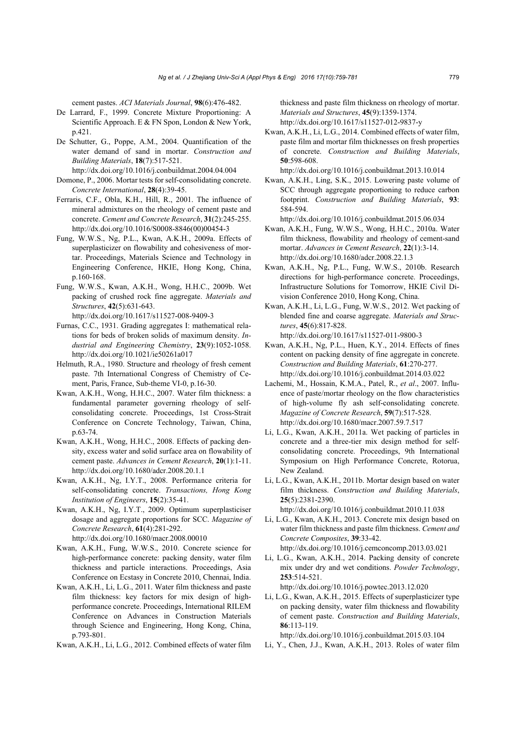cement pastes. *ACI Materials Journal*, **98**(6):476-482.

De Larrard, F., 1999. Concrete Mixture Proportioning: A Scientific Approach. E & FN Spon, London & New York, p.421.

De Schutter, G., Poppe, A.M., 2004. Quantification of the water demand of sand in mortar. *Construction and Building Materials*, **18**(7):517-521. http://dx.doi.org/10.1016/j.conbuildmat.2004.04.004

Domone, P., 2006. Mortar tests for self-consolidating concrete. *Concrete International*, **28**(4):39-45.

Ferraris, C.F., Obla, K.H., Hill, R., 2001. The influence of mineral admixtures on the rheology of cement paste and concrete. *Cement and Concrete Research*, **31**(2):245-255. http://dx.doi.org/10.1016/S0008-8846(00)00454-3

Fung, W.W.S., Ng, P.L., Kwan, A.K.H., 2009a. Effects of superplasticizer on flowability and cohesiveness of mortar. Proceedings, Materials Science and Technology in Engineering Conference, HKIE, Hong Kong, China, p.160-168.

Fung, W.W.S., Kwan, A.K.H., Wong, H.H.C., 2009b. Wet packing of crushed rock fine aggregate. *Materials and Structures*, **42**(5):631-643. http://dx.doi.org/10.1617/s11527-008-9409-3

Furnas, C.C., 1931. Grading aggregates I: mathematical relations for beds of broken solids of maximum density. *Industrial and Engineering Chemistry*, **23**(9):1052-1058. http://dx.doi.org/10.1021/ie50261a017

Helmuth, R.A., 1980. Structure and rheology of fresh cement paste. 7th International Congress of Chemistry of Cement, Paris, France, Sub-theme VI-0, p.16-30.

Kwan, A.K.H., Wong, H.H.C., 2007. Water film thickness: a fundamental parameter governing rheology of self-consolidating concrete. Proceedings, 1st Cross-Strait Conference on Concrete Technology, Taiwan, China, p.63-74.

Kwan, A.K.H., Wong, H.H.C., 2008. Effects of packing density, excess water and solid surface area on flowability of cement paste. *Advances in Cement Research*, **20**(1):1-11. http://dx.doi.org/10.1680/adcr.2008.20.1.1

Kwan, A.K.H., Ng, I.Y.T., 2008. Performance criteria for self-consolidating concrete. *Transactions, Hong Kong Institution of Engineers*, **15**(2):35-41.

Kwan, A.K.H., Ng, I.Y.T., 2009. Optimum superplasticiser dosage and aggregate proportions for SCC. *Magazine of Concrete Research*, **61**(4):281-292. http://dx.doi.org/10.1680/macr.2008.00010

Kwan, A.K.H., Fung, W.W.S., 2010. Concrete science for high-performance concrete: packing density, water film thickness and particle interactions. Proceedings, Asia Conference on Ecstasy in Concrete 2010, Chennai, India.

Kwan, A.K.H., Li, L.G., 2011. Water film thickness and paste film thickness: key factors for mix design of high-performance concrete. Proceedings, International RILEM Conference on Advances in Construction Materials through Science and Engineering, Hong Kong, China, p.793-801.

Kwan, A.K.H., Li, L.G., 2012. Combined effects of water film thickness and paste film thickness on rheology of mortar. *Materials and Structures*, **45**(9):1359-1374. http://dx.doi.org/10.1617/s11527-012-9837-y

Kwan, A.K.H., Li, L.G., 2014. Combined effects of water film, paste film and mortar film thicknesses on fresh properties of concrete. *Construction and Building Materials*, **50**:598-608. http://dx.doi.org/10.1016/j.conbuildmat.2013.10.014

Kwan, A.K.H., Ling, S.K., 2015. Lowering paste volume of SCC through aggregate proportioning to reduce carbon footprint. *Construction and Building Materials*, **93**: 584-594. http://dx.doi.org/10.1016/j.conbuildmat.2015.06.034

Kwan, A.K.H., Fung, W.W.S., Wong, H.H.C., 2010a. Water film thickness, flowability and rheology of cement-sand mortar. *Advances in Cement Research*, **22**(1):3-14. http://dx.doi.org/10.1680/adcr.2008.22.1.3

Kwan, A.K.H., Ng, P.L., Fung, W.W.S., 2010b. Research directions for high-performance concrete. Proceedings, Infrastructure Solutions for Tomorrow, HKIE Civil Division Conference 2010, Hong Kong, China.

Kwan, A.K.H., Li, L.G., Fung, W.W.S., 2012. Wet packing of blended fine and coarse aggregate. *Materials and Structures*, **45**(6):817-828. http://dx.doi.org/10.1617/s11527-011-9800-3

Kwan, A.K.H., Ng, P.L., Huen, K.Y., 2014. Effects of fines content on packing density of fine aggregate in concrete. *Construction and Building Materials*, **61**:270-277. http://dx.doi.org/10.1016/j.conbuildmat.2014.03.022

Lachemi, M., Hossain, K.M.A., Patel, R., *et al*., 2007. Influence of paste/mortar rheology on the flow characteristics of high-volume fly ash self-consolidating concrete. *Magazine of Concrete Research*, **59**(7):517-528. http://dx.doi.org/10.1680/macr.2007.59.7.517

Li, L.G., Kwan, A.K.H., 2011a. Wet packing of particles in concrete and a three-tier mix design method for self-consolidating concrete. Proceedings, 9th International Symposium on High Performance Concrete, Rotorua, New Zealand.

Li, L.G., Kwan, A.K.H., 2011b. Mortar design based on water film thickness. *Construction and Building Materials*, **25**(5):2381-2390. http://dx.doi.org/10.1016/j.conbuildmat.2010.11.038

Li, L.G., Kwan, A.K.H., 2013. Concrete mix design based on water film thickness and paste film thickness. *Cement and Concrete Composites*, **39**:33-42. http://dx.doi.org/10.1016/j.cemconcomp.2013.03.021

Li, L.G., Kwan, A.K.H., 2014. Packing density of concrete mix under dry and wet conditions. *Powder Technology*, **253**:514-521. http://dx.doi.org/10.1016/j.powtec.2013.12.020

Li, L.G., Kwan, A.K.H., 2015. Effects of superplasticizer type on packing density, water film thickness and flowability of cement paste. *Construction and Building Materials*, **86**:113-119. http://dx.doi.org/10.1016/j.conbuildmat.2015.03.104

Li, Y., Chen, J.J., Kwan, A.K.H., 2013. Roles of water film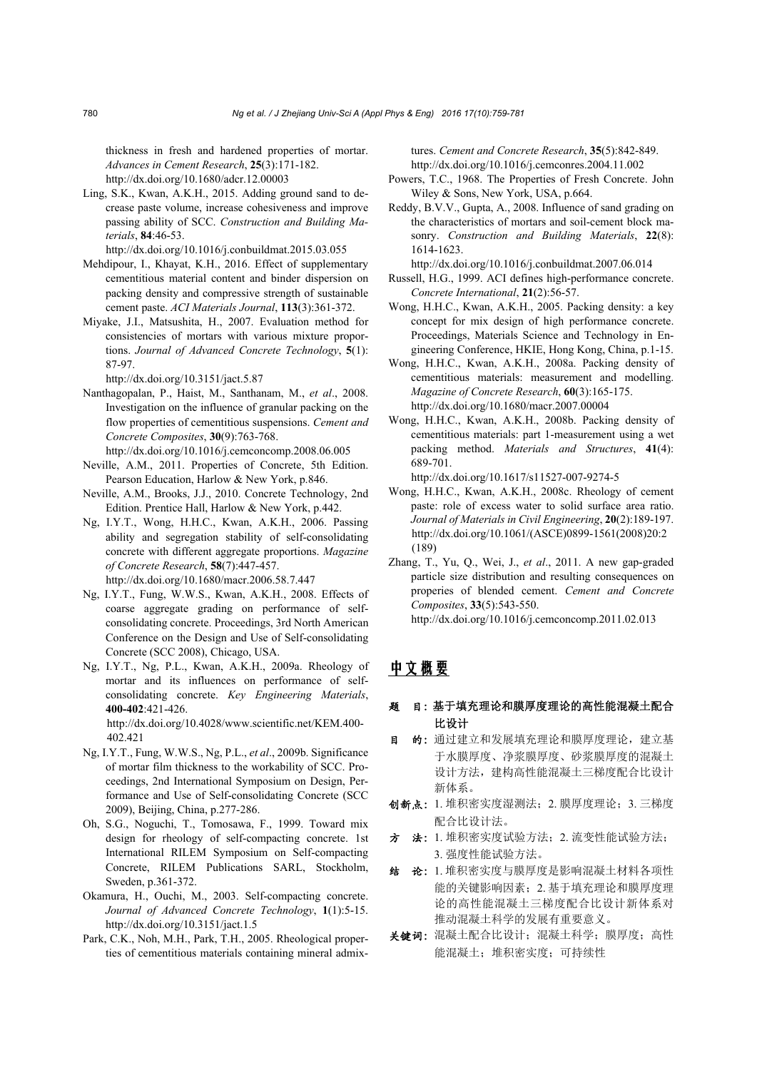thickness in fresh and hardened properties of mortar. *Advances in Cement Research*, **25**(3):171-182. http://dx.doi.org/10.1680/adcr.12.00003

Ling, S.K., Kwan, A.K.H., 2015. Adding ground sand to decrease paste volume, increase cohesiveness and improve passing ability of SCC. *Construction and Building Materials*, **84**:46-53. http://dx.doi.org/10.1016/j.conbuildmat.2015.03.055

Mehdipour, I., Khayat, K.H., 2016. Effect of supplementary cementitious material content and binder dispersion on packing density and compressive strength of sustainable cement paste. *ACI Materials Journal*, **113**(3):361-372.

Miyake, J.I., Matsushita, H., 2007. Evaluation method for consistencies of mortars with various mixture proportions. *Journal of Advanced Concrete Technology*, **5**(1): 87-97. http://dx.doi.org/10.3151/jact.5.87

Nanthagopalan, P., Haist, M., Santhanam, M., *et al*., 2008. Investigation on the influence of granular packing on the flow properties of cementitious suspensions. *Cement and Concrete Composites*, **30**(9):763-768. http://dx.doi.org/10.1016/j.cemconcomp.2008.06.005

Neville, A.M., 2011. Properties of Concrete, 5th Edition. Pearson Education, Harlow & New York, p.846.

Neville, A.M., Brooks, J.J., 2010. Concrete Technology, 2nd Edition. Prentice Hall, Harlow & New York, p.442.

Ng, I.Y.T., Wong, H.H.C., Kwan, A.K.H., 2006. Passing ability and segregation stability of self-consolidating concrete with different aggregate proportions. *Magazine of Concrete Research*, **58**(7):447-457. http://dx.doi.org/10.1680/macr.2006.58.7.447

Ng, I.Y.T., Fung, W.W.S., Kwan, A.K.H., 2008. Effects of coarse aggregate grading on performance of self-consolidating concrete. Proceedings, 3rd North American Conference on the Design and Use of Self-consolidating Concrete (SCC 2008), Chicago, USA.

Ng, I.Y.T., Ng, P.L., Kwan, A.K.H., 2009a. Rheology of mortar and its influences on performance of self-consolidating concrete. *Key Engineering Materials*, **400-402**:421-426. http://dx.doi.org/10.4028/www.scientific.net/KEM.400-402.421

Ng, I.Y.T., Fung, W.W.S., Ng, P.L., *et al*., 2009b. Significance of mortar film thickness to the workability of SCC. Proceedings, 2nd International Symposium on Design, Performance and Use of Self-consolidating Concrete (SCC 2009), Beijing, China, p.277-286.

Oh, S.G., Noguchi, T., Tomosawa, F., 1999. Toward mix design for rheology of self-compacting concrete. 1st International RILEM Symposium on Self-compacting Concrete, RILEM Publications SARL, Stockholm, Sweden, p.361-372.

Okamura, H., Ouchi, M., 2003. Self-compacting concrete. *Journal of Advanced Concrete Technology*, **1**(1):5-15. http://dx.doi.org/10.3151/jact.1.5

Park, C.K., Noh, M.H., Park, T.H., 2005. Rheological properties of cementitious materials containing mineral admixtures. *Cement and Concrete Research*, **35**(5):842-849. http://dx.doi.org/10.1016/j.cemconres.2004.11.002

Powers, T.C., 1968. The Properties of Fresh Concrete. John Wiley & Sons, New York, USA, p.664.

Reddy, B.V.V., Gupta, A., 2008. Influence of sand grading on the characteristics of mortars and soil-cement block masonry. *Construction and Building Materials*, **22**(8): 1614-1623. http://dx.doi.org/10.1016/j.conbuildmat.2007.06.014

Russell, H.G., 1999. ACI defines high-performance concrete. *Concrete International*, **21**(2):56-57.

Wong, H.H.C., Kwan, A.K.H., 2005. Packing density: a key concept for mix design of high performance concrete. Proceedings, Materials Science and Technology in Engineering Conference, HKIE, Hong Kong, China, p.1-15.

Wong, H.H.C., Kwan, A.K.H., 2008a. Packing density of cementitious materials: measurement and modelling. *Magazine of Concrete Research*, **60**(3):165-175. http://dx.doi.org/10.1680/macr.2007.00004

Wong, H.H.C., Kwan, A.K.H., 2008b. Packing density of cementitious materials: part 1-measurement using a wet packing method. *Materials and Structures*, **41**(4): 689-701. http://dx.doi.org/10.1617/s11527-007-9274-5

Wong, H.H.C., Kwan, A.K.H., 2008c. Rheology of cement paste: role of excess water to solid surface area ratio. *Journal of Materials in Civil Engineering*, **20**(2):189-197. http://dx.doi.org/10.1061/(ASCE)0899-1561(2008)20:2(189)

Zhang, T., Yu, Q., Wei, J., *et al*., 2011. A new gap-graded particle size distribution and resulting consequences on properies of blended cement. *Cement and Concrete Composites*, **33**(5):543-550. http://dx.doi.org/10.1016/j.cemconcomp.2011.02.013

## 中文概要

**题　目：基于填充理论和膜厚度理论的高性能混凝土配合比设计**

**目　的：** 通过建立和发展填充理论和膜厚度理论，建立基于水膜厚度、净浆膜厚度、砂浆膜厚度的混凝土设计方法，建构高性能混凝土三梯度配合比设计新体系。

**创新点：** 1. 堆积密实度湿测法；2. 膜厚度理论；3. 三梯度配合比设计法。

**方　法：** 1. 堆积密实度试验方法；2. 流变性能试验方法；3. 强度性能试验方法。

**结　论：** 1. 堆积密实度与膜厚度是影响混凝土材料各项性能的关键影响因素；2. 基于填充理论和膜厚度理论的高性能混凝土三梯度配合比设计新体系对推动混凝土科学的发展有重要意义。

**关键词：** 混凝土配合比设计；混凝土科学；膜厚度；高性能混凝土；堆积密实度；可持续性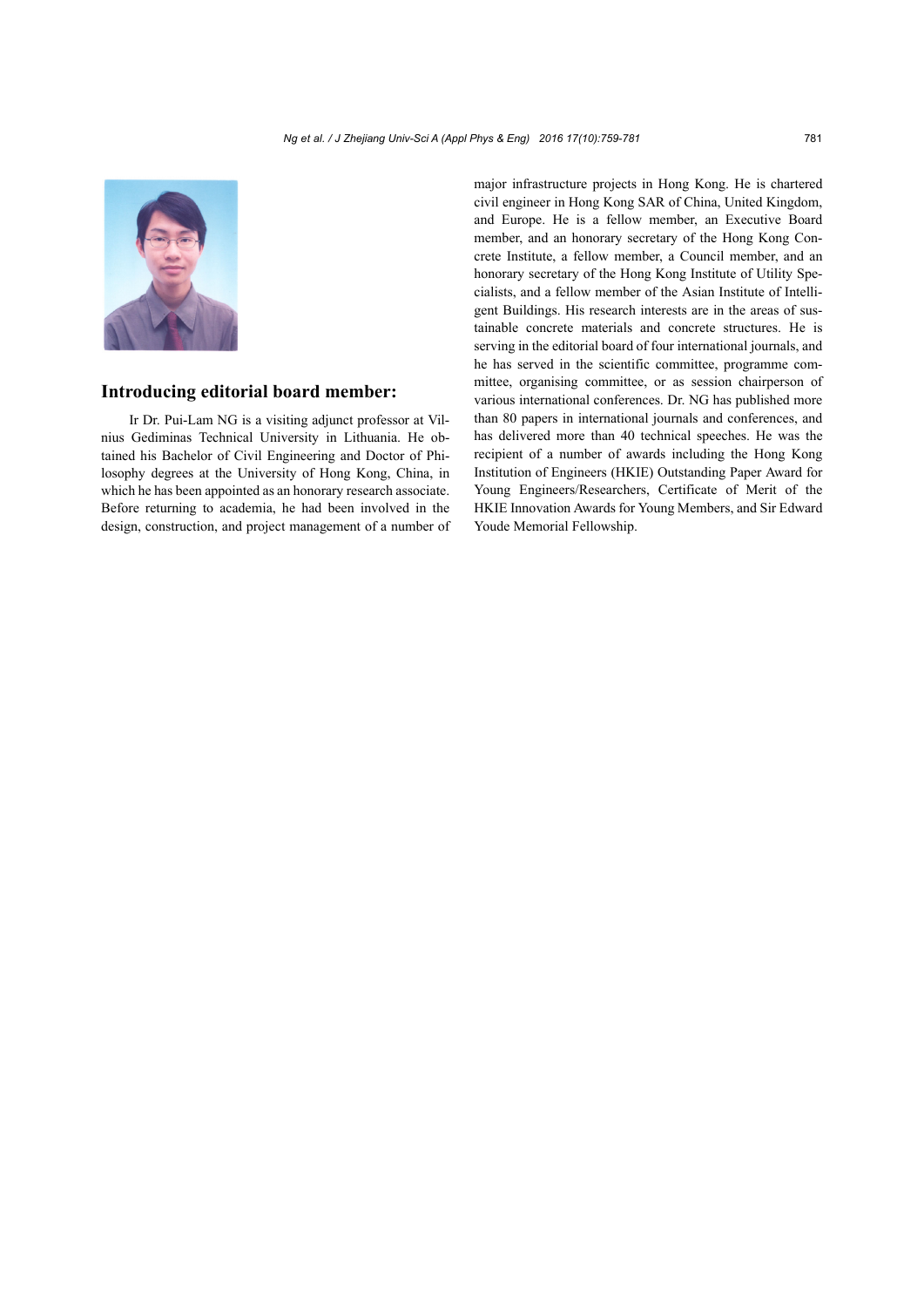## Introducing editorial board member:

Ir Dr. Pui-Lam NG is a visiting adjunct professor at Vilnius Gediminas Technical University in Lithuania. He obtained his Bachelor of Civil Engineering and Doctor of Philosophy degrees at the University of Hong Kong, China, in which he has been appointed as an honorary research associate. Before returning to academia, he had been involved in the design, construction, and project management of a number of major infrastructure projects in Hong Kong. He is chartered civil engineer in Hong Kong SAR of China, United Kingdom, and Europe. He is a fellow member, an Executive Board member, and an honorary secretary of the Hong Kong Concrete Institute, a fellow member, a Council member, and an honorary secretary of the Hong Kong Institute of Utility Specialists, and a fellow member of the Asian Institute of Intelligent Buildings. His research interests are in the areas of sustainable concrete materials and concrete structures. He is serving in the editorial board of four international journals, and he has served in the scientific committee, programme committee, organising committee, or as session chairperson of various international conferences. Dr. NG has published more than 80 papers in international journals and conferences, and has delivered more than 40 technical speeches. He was the recipient of a number of awards including the Hong Kong Institution of Engineers (HKIE) Outstanding Paper Award for Young Engineers/Researchers, Certificate of Merit of the HKIE Innovation Awards for Young Members, and Sir Edward Youde Memorial Fellowship.